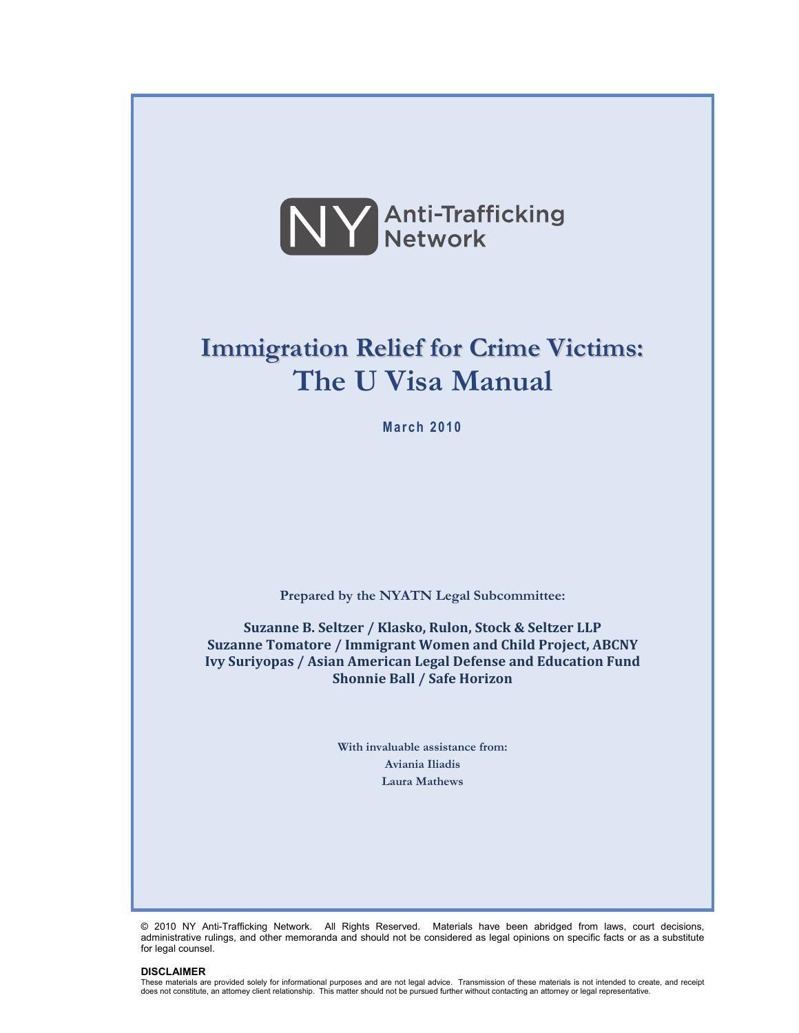NY Anti-Trafficking Network

# Immigration Relief for Crime Victims: The U Visa Manual

**March 2010**

**Prepared by the NYATN Legal Subcommittee:**

**Suzanne B. Seltzer / Klasko, Rulon, Stock & Seltzer LLP**
**Suzanne Tomatore / Immigrant Women and Child Project, ABCNY**
**Ivy Suriyopas / Asian American Legal Defense and Education Fund**
**Shonnie Ball / Safe Horizon**

**With invaluable assistance from:**
**Aviania Iliadis**
**Laura Mathews**

© 2010 NY Anti-Trafficking Network. All Rights Reserved. Materials have been abridged from laws, court decisions, administrative rulings, and other memoranda and should not be considered as legal opinions on specific facts or as a substitute for legal counsel.

**DISCLAIMER**

These materials are provided solely for informational purposes and are not legal advice. Transmission of these materials is not intended to create, and receipt does not constitute, an attorney client relationship. This matter should not be pursued further without contacting an attorney or legal representative.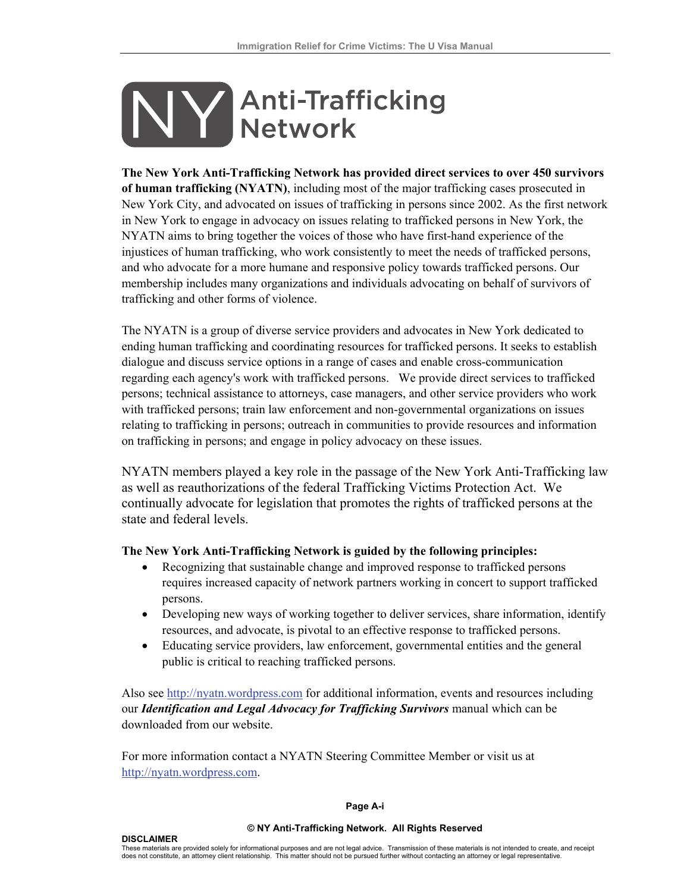# NY Anti-Trafficking Network

**The New York Anti-Trafficking Network has provided direct services to over 450 survivors of human trafficking (NYATN)**, including most of the major trafficking cases prosecuted in New York City, and advocated on issues of trafficking in persons since 2002. As the first network in New York to engage in advocacy on issues relating to trafficked persons in New York, the NYATN aims to bring together the voices of those who have first-hand experience of the injustices of human trafficking, who work consistently to meet the needs of trafficked persons, and who advocate for a more humane and responsive policy towards trafficked persons. Our membership includes many organizations and individuals advocating on behalf of survivors of trafficking and other forms of violence.

The NYATN is a group of diverse service providers and advocates in New York dedicated to ending human trafficking and coordinating resources for trafficked persons. It seeks to establish dialogue and discuss service options in a range of cases and enable cross-communication regarding each agency's work with trafficked persons. We provide direct services to trafficked persons; technical assistance to attorneys, case managers, and other service providers who work with trafficked persons; train law enforcement and non-governmental organizations on issues relating to trafficking in persons; outreach in communities to provide resources and information on trafficking in persons; and engage in policy advocacy on these issues.

NYATN members played a key role in the passage of the New York Anti-Trafficking law as well as reauthorizations of the federal Trafficking Victims Protection Act. We continually advocate for legislation that promotes the rights of trafficked persons at the state and federal levels.

**The New York Anti-Trafficking Network is guided by the following principles:**

- Recognizing that sustainable change and improved response to trafficked persons requires increased capacity of network partners working in concert to support trafficked persons.
- Developing new ways of working together to deliver services, share information, identify resources, and advocate, is pivotal to an effective response to trafficked persons.
- Educating service providers, law enforcement, governmental entities and the general public is critical to reaching trafficked persons.

Also see http://nyatn.wordpress.com for additional information, events and resources including our ***Identification and Legal Advocacy for Trafficking Survivors*** manual which can be downloaded from our website.

For more information contact a NYATN Steering Committee Member or visit us at http://nyatn.wordpress.com.

**© NY Anti-Trafficking Network. All Rights Reserved**

**DISCLAIMER**
These materials are provided solely for informational purposes and are not legal advice. Transmission of these materials is not intended to create, and receipt does not constitute, an attorney client relationship. This matter should not be pursued further without contacting an attorney or legal representative.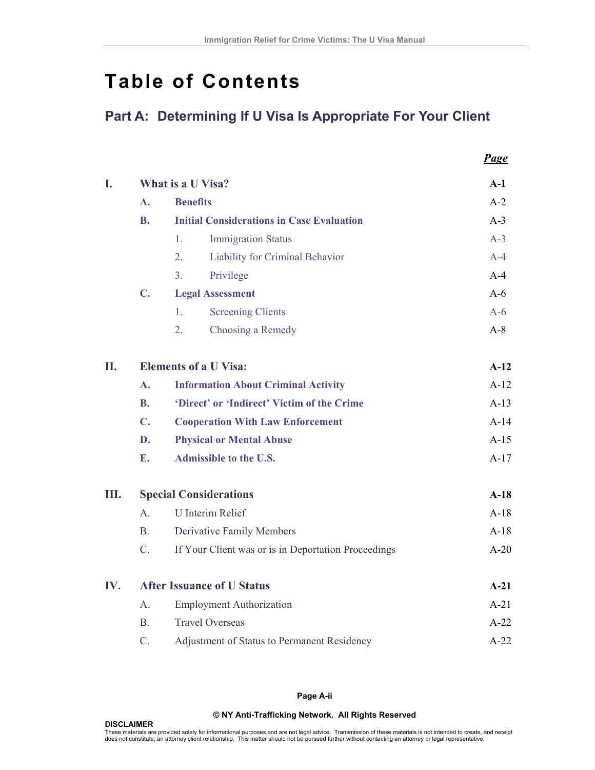# Table of Contents

## Part A: Determining If U Visa Is Appropriate For Your Client

| | | | | *Page* |
|---|---|---|---|---|
| **I.** | **What is a U Visa?** | | | **A-1** |
| | **A.** | **Benefits** | | A-2 |
| | **B.** | **Initial Considerations in Case Evaluation** | | A-3 |
| | | 1. | Immigration Status | A-3 |
| | | 2. | Liability for Criminal Behavior | A-4 |
| | | 3. | Privilege | A-4 |
| | **C.** | **Legal Assessment** | | A-6 |
| | | 1. | Screening Clients | A-6 |
| | | 2. | Choosing a Remedy | A-8 |
| **II.** | **Elements of a U Visa:** | | | **A-12** |
| | **A.** | **Information About Criminal Activity** | | A-12 |
| | **B.** | **'Direct' or 'Indirect' Victim of the Crime** | | A-13 |
| | **C.** | **Cooperation With Law Enforcement** | | A-14 |
| | **D.** | **Physical or Mental Abuse** | | A-15 |
| | **E.** | **Admissible to the U.S.** | | A-17 |
| **III.** | **Special Considerations** | | | **A-18** |
| | A. | U Interim Relief | | A-18 |
| | B. | Derivative Family Members | | A-18 |
| | C. | If Your Client was or is in Deportation Proceedings | | A-20 |
| **IV.** | **After Issuance of U Status** | | | **A-21** |
| | A. | Employment Authorization | | A-21 |
| | B. | Travel Overseas | | A-22 |
| | C. | Adjustment of Status to Permanent Residency | | A-22 |

© NY Anti-Trafficking Network. All Rights Reserved

**DISCLAIMER**
These materials are provided solely for informational purposes and are not legal advice. Transmission of these materials is not intended to create, and receipt does not constitute, an attorney client relationship. This matter should not be pursued further without contacting an attorney or legal representative.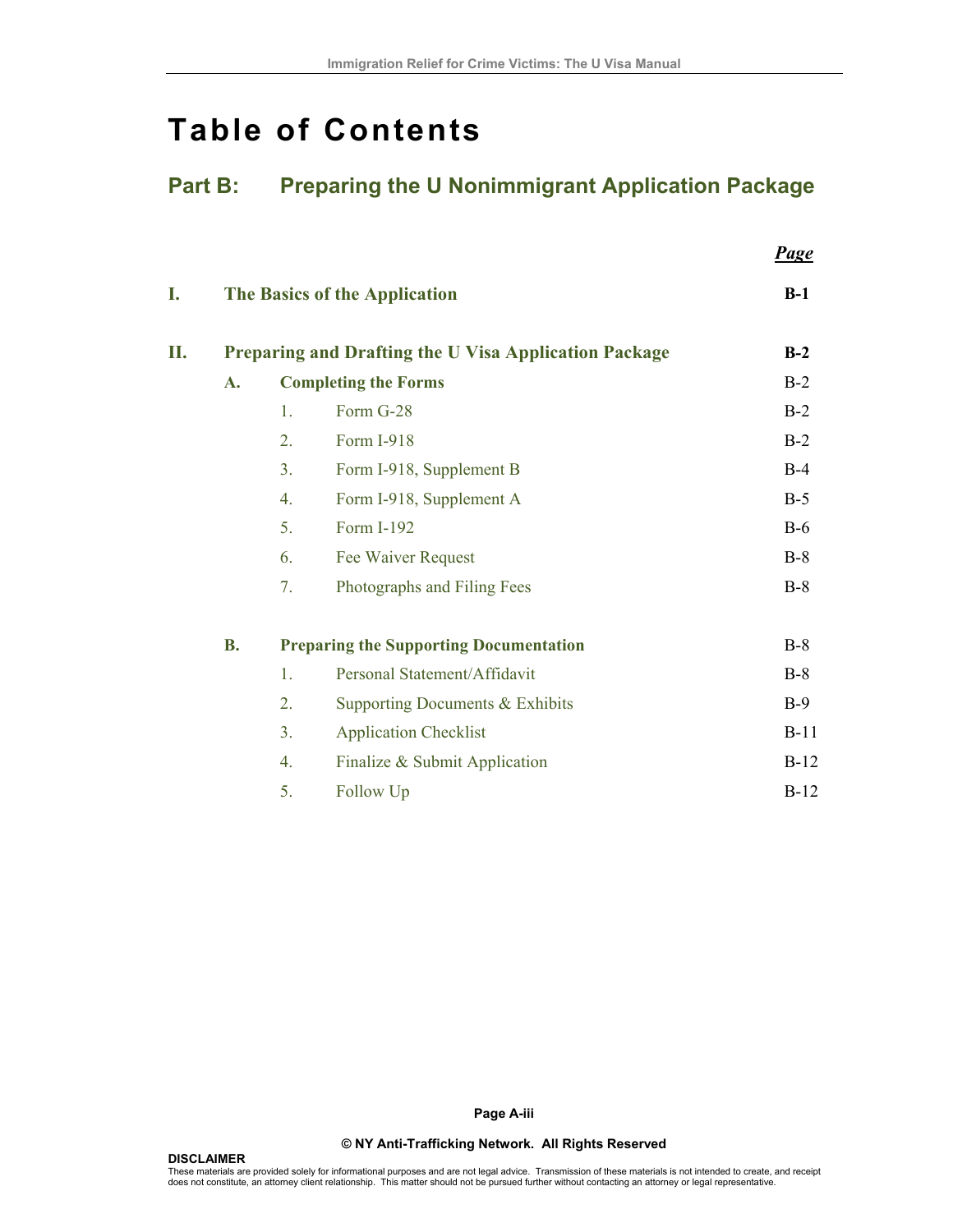# Table of Contents

## Part B: Preparing the U Nonimmigrant Application Package

| | | | | *Page* |
|---|---|---|---|---|
| **I.** | **The Basics of the Application** | | | **B-1** |
| **II.** | **Preparing and Drafting the U Visa Application Package** | | | **B-2** |
| | **A.** | **Completing the Forms** | | B-2 |
| | | 1. | Form G-28 | B-2 |
| | | 2. | Form I-918 | B-2 |
| | | 3. | Form I-918, Supplement B | B-4 |
| | | 4. | Form I-918, Supplement A | B-5 |
| | | 5. | Form I-192 | B-6 |
| | | 6. | Fee Waiver Request | B-8 |
| | | 7. | Photographs and Filing Fees | B-8 |
| | **B.** | **Preparing the Supporting Documentation** | | B-8 |
| | | 1. | Personal Statement/Affidavit | B-8 |
| | | 2. | Supporting Documents & Exhibits | B-9 |
| | | 3. | Application Checklist | B-11 |
| | | 4. | Finalize & Submit Application | B-12 |
| | | 5. | Follow Up | B-12 |

© NY Anti-Trafficking Network. All Rights Reserved

**DISCLAIMER**
These materials are provided solely for informational purposes and are not legal advice. Transmission of these materials is not intended to create, and receipt does not constitute, an attorney client relationship. This matter should not be pursued further without contacting an attorney or legal representative.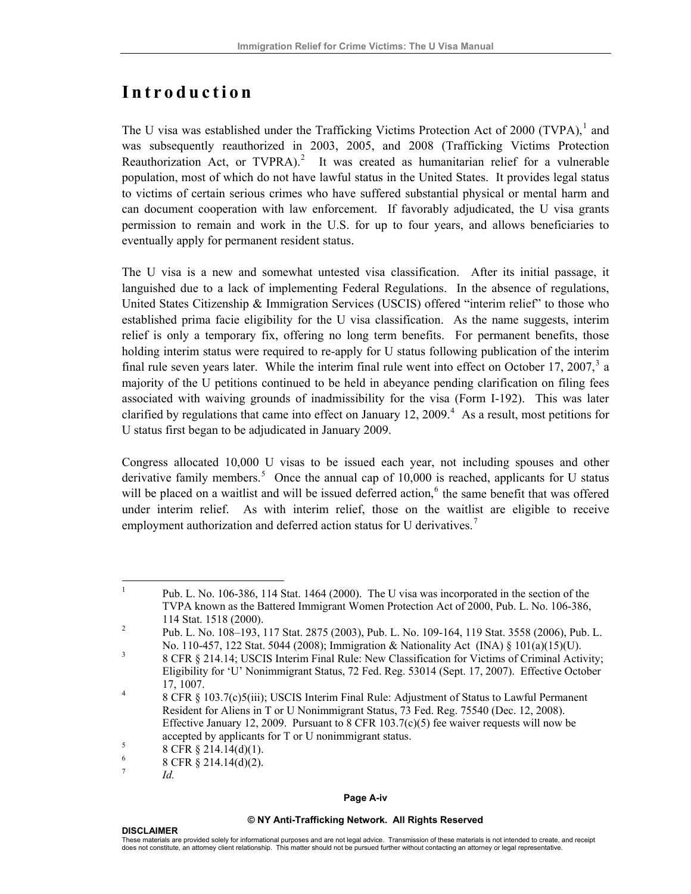# Introduction

The U visa was established under the Trafficking Victims Protection Act of 2000 (TVPA),[1] and was subsequently reauthorized in 2003, 2005, and 2008 (Trafficking Victims Protection Reauthorization Act, or TVPRA).[2] It was created as humanitarian relief for a vulnerable population, most of which do not have lawful status in the United States. It provides legal status to victims of certain serious crimes who have suffered substantial physical or mental harm and can document cooperation with law enforcement. If favorably adjudicated, the U visa grants permission to remain and work in the U.S. for up to four years, and allows beneficiaries to eventually apply for permanent resident status.

The U visa is a new and somewhat untested visa classification. After its initial passage, it languished due to a lack of implementing Federal Regulations. In the absence of regulations, United States Citizenship & Immigration Services (USCIS) offered "interim relief" to those who established prima facie eligibility for the U visa classification. As the name suggests, interim relief is only a temporary fix, offering no long term benefits. For permanent benefits, those holding interim status were required to re-apply for U status following publication of the interim final rule seven years later. While the interim final rule went into effect on October 17, 2007,[3] a majority of the U petitions continued to be held in abeyance pending clarification on filing fees associated with waiving grounds of inadmissibility for the visa (Form I-192). This was later clarified by regulations that came into effect on January 12, 2009.[4] As a result, most petitions for U status first began to be adjudicated in January 2009.

Congress allocated 10,000 U visas to be issued each year, not including spouses and other derivative family members.[5] Once the annual cap of 10,000 is reached, applicants for U status will be placed on a waitlist and will be issued deferred action,[6] the same benefit that was offered under interim relief. As with interim relief, those on the waitlist are eligible to receive employment authorization and deferred action status for U derivatives.[7]

---

[1] Pub. L. No. 106-386, 114 Stat. 1464 (2000). The U visa was incorporated in the section of the TVPA known as the Battered Immigrant Women Protection Act of 2000, Pub. L. No. 106-386, 114 Stat. 1518 (2000).

[2] Pub. L. No. 108–193, 117 Stat. 2875 (2003), Pub. L. No. 109-164, 119 Stat. 3558 (2006), Pub. L. No. 110-457, 122 Stat. 5044 (2008); Immigration & Nationality Act (INA) § 101(a)(15)(U).

[3] 8 CFR § 214.14; USCIS Interim Final Rule: New Classification for Victims of Criminal Activity; Eligibility for 'U' Nonimmigrant Status, 72 Fed. Reg. 53014 (Sept. 17, 2007). Effective October 17, 1007.

[4] 8 CFR § 103.7(c)5(iii); USCIS Interim Final Rule: Adjustment of Status to Lawful Permanent Resident for Aliens in T or U Nonimmigrant Status, 73 Fed. Reg. 75540 (Dec. 12, 2008). Effective January 12, 2009. Pursuant to 8 CFR 103.7(c)(5) fee waiver requests will now be accepted by applicants for T or U nonimmigrant status.

[5] 8 CFR § 214.14(d)(1).

[6] 8 CFR § 214.14(d)(2).

[7] *Id.*

© NY Anti-Trafficking Network. All Rights Reserved

**DISCLAIMER**
These materials are provided solely for informational purposes and are not legal advice. Transmission of these materials is not intended to create, and receipt does not constitute, an attorney client relationship. This matter should not be pursued further without contacting an attorney or legal representative.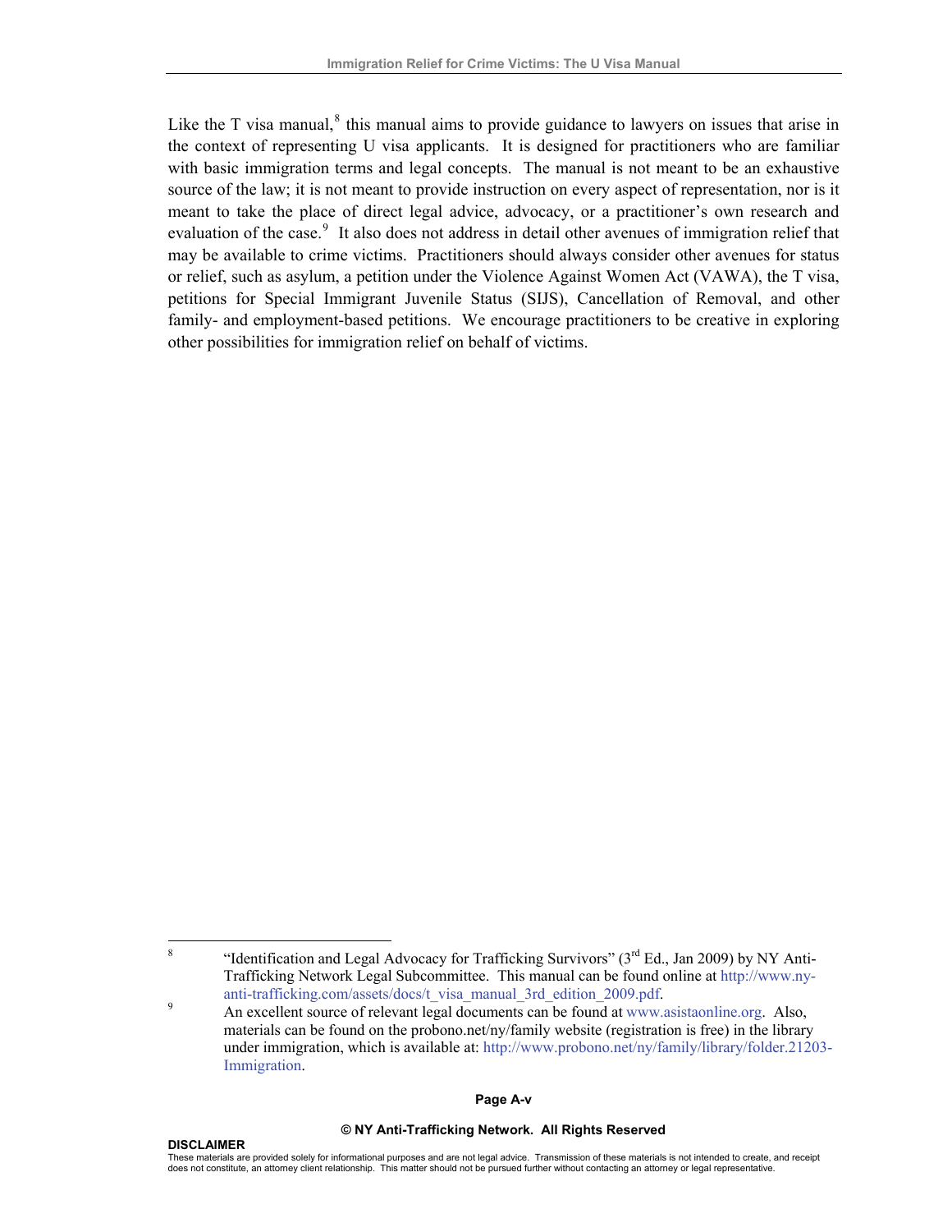Like the T visa manual,[8] this manual aims to provide guidance to lawyers on issues that arise in the context of representing U visa applicants. It is designed for practitioners who are familiar with basic immigration terms and legal concepts. The manual is not meant to be an exhaustive source of the law; it is not meant to provide instruction on every aspect of representation, nor is it meant to take the place of direct legal advice, advocacy, or a practitioner's own research and evaluation of the case.[9] It also does not address in detail other avenues of immigration relief that may be available to crime victims. Practitioners should always consider other avenues for status or relief, such as asylum, a petition under the Violence Against Women Act (VAWA), the T visa, petitions for Special Immigrant Juvenile Status (SIJS), Cancellation of Removal, and other family- and employment-based petitions. We encourage practitioners to be creative in exploring other possibilities for immigration relief on behalf of victims.

---

[8] "Identification and Legal Advocacy for Trafficking Survivors" (3rd Ed., Jan 2009) by NY Anti-Trafficking Network Legal Subcommittee. This manual can be found online at http://www.ny-anti-trafficking.com/assets/docs/t_visa_manual_3rd_edition_2009.pdf.

[9] An excellent source of relevant legal documents can be found at www.asistaonline.org. Also, materials can be found on the probono.net/ny/family website (registration is free) in the library under immigration, which is available at: http://www.probono.net/ny/family/library/folder.21203-Immigration.

© NY Anti-Trafficking Network. All Rights Reserved

**DISCLAIMER**

These materials are provided solely for informational purposes and are not legal advice. Transmission of these materials is not intended to create, and receipt does not constitute, an attorney client relationship. This matter should not be pursued further without contacting an attorney or legal representative.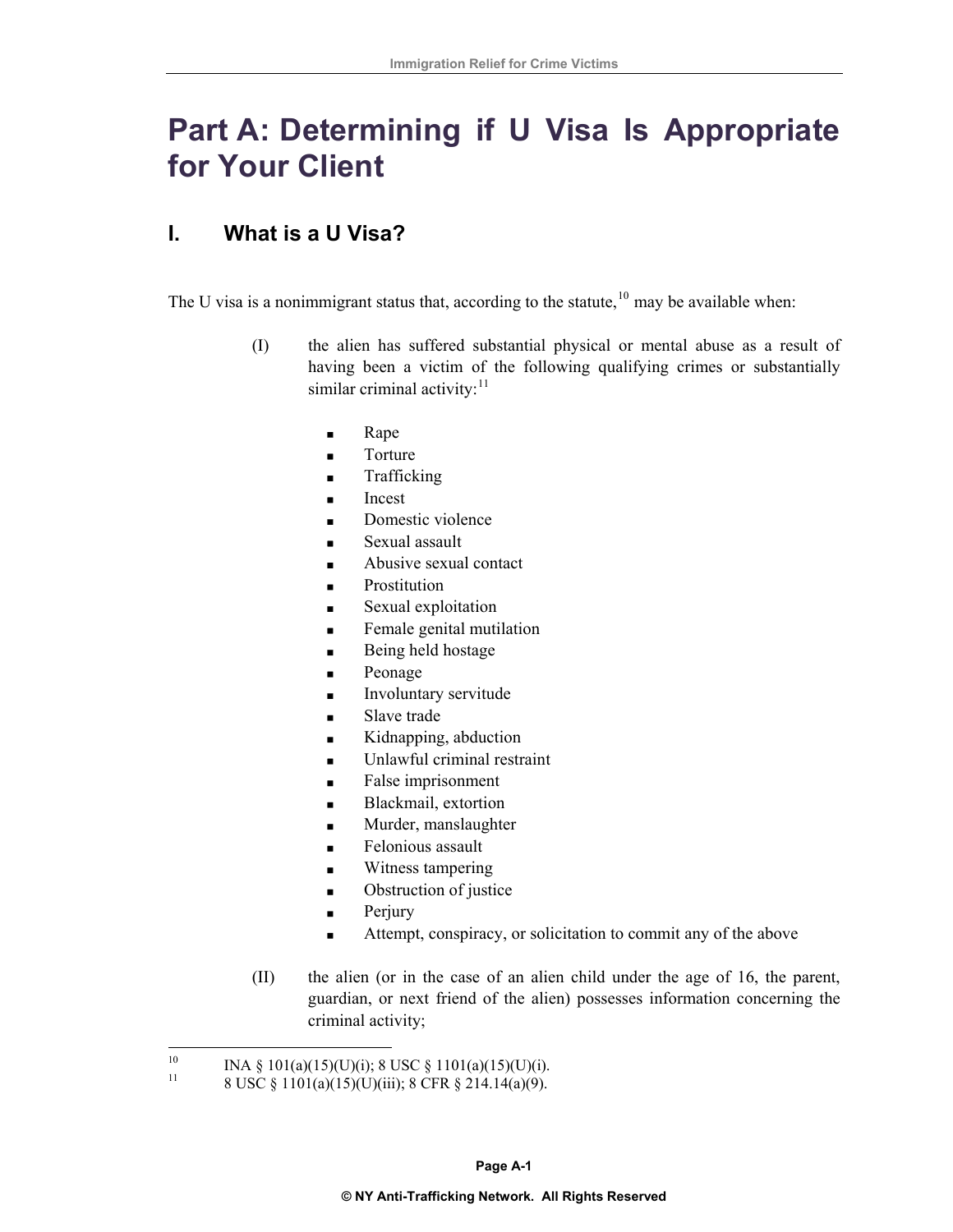# Part A: Determining if U Visa Is Appropriate for Your Client

## I. What is a U Visa?

The U visa is a nonimmigrant status that, according to the statute,[10] may be available when:

(I) the alien has suffered substantial physical or mental abuse as a result of having been a victim of the following qualifying crimes or substantially similar criminal activity:[11]

- Rape
- Torture
- Trafficking
- Incest
- Domestic violence
- Sexual assault
- Abusive sexual contact
- Prostitution
- Sexual exploitation
- Female genital mutilation
- Being held hostage
- Peonage
- Involuntary servitude
- Slave trade
- Kidnapping, abduction
- Unlawful criminal restraint
- False imprisonment
- Blackmail, extortion
- Murder, manslaughter
- Felonious assault
- Witness tampering
- Obstruction of justice
- Perjury
- Attempt, conspiracy, or solicitation to commit any of the above

(II) the alien (or in the case of an alien child under the age of 16, the parent, guardian, or next friend of the alien) possesses information concerning the criminal activity;

---

[10] INA § 101(a)(15)(U)(i); 8 USC § 1101(a)(15)(U)(i).

[11] 8 USC § 1101(a)(15)(U)(iii); 8 CFR § 214.14(a)(9).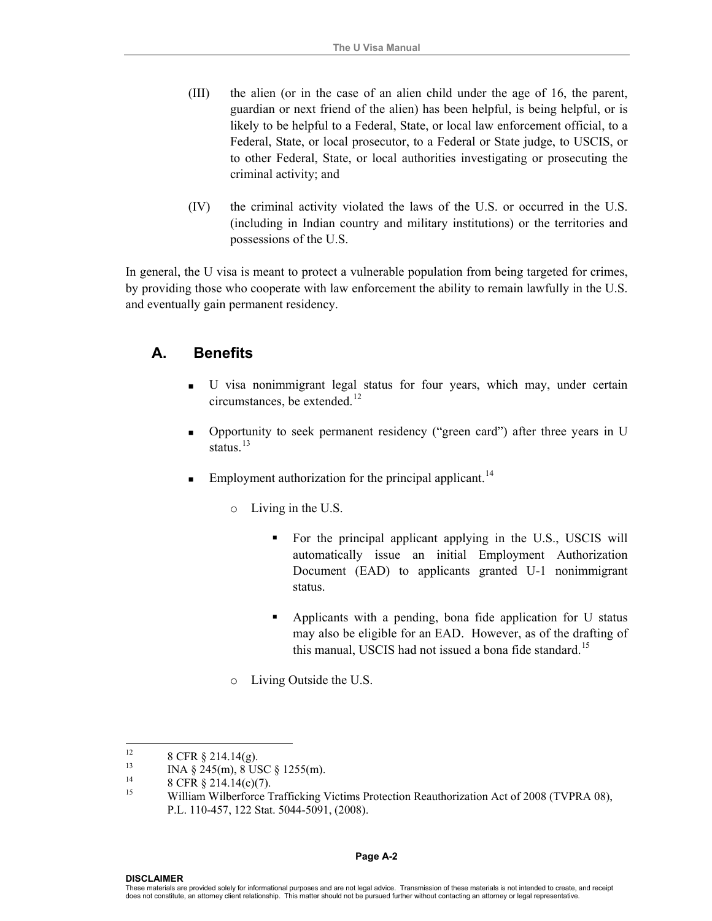(III) the alien (or in the case of an alien child under the age of 16, the parent, guardian or next friend of the alien) has been helpful, is being helpful, or is likely to be helpful to a Federal, State, or local law enforcement official, to a Federal, State, or local prosecutor, to a Federal or State judge, to USCIS, or to other Federal, State, or local authorities investigating or prosecuting the criminal activity; and

(IV) the criminal activity violated the laws of the U.S. or occurred in the U.S. (including in Indian country and military institutions) or the territories and possessions of the U.S.

In general, the U visa is meant to protect a vulnerable population from being targeted for crimes, by providing those who cooperate with law enforcement the ability to remain lawfully in the U.S. and eventually gain permanent residency.

## A. Benefits

- U visa nonimmigrant legal status for four years, which may, under certain circumstances, be extended.[12]
- Opportunity to seek permanent residency ("green card") after three years in U status.[13]
- Employment authorization for the principal applicant.[14]
  - Living in the U.S.
    - For the principal applicant applying in the U.S., USCIS will automatically issue an initial Employment Authorization Document (EAD) to applicants granted U-1 nonimmigrant status.
    - Applicants with a pending, bona fide application for U status may also be eligible for an EAD. However, as of the drafting of this manual, USCIS had not issued a bona fide standard.[15]
  - Living Outside the U.S.

---

[12] 8 CFR § 214.14(g).

[13] INA § 245(m), 8 USC § 1255(m).

[14] 8 CFR § 214.14(c)(7).

[15] William Wilberforce Trafficking Victims Protection Reauthorization Act of 2008 (TVPRA 08), P.L. 110-457, 122 Stat. 5044-5091, (2008).

**DISCLAIMER**
These materials are provided solely for informational purposes and are not legal advice. Transmission of these materials is not intended to create, and receipt does not constitute, an attorney client relationship. This matter should not be pursued further without contacting an attorney or legal representative.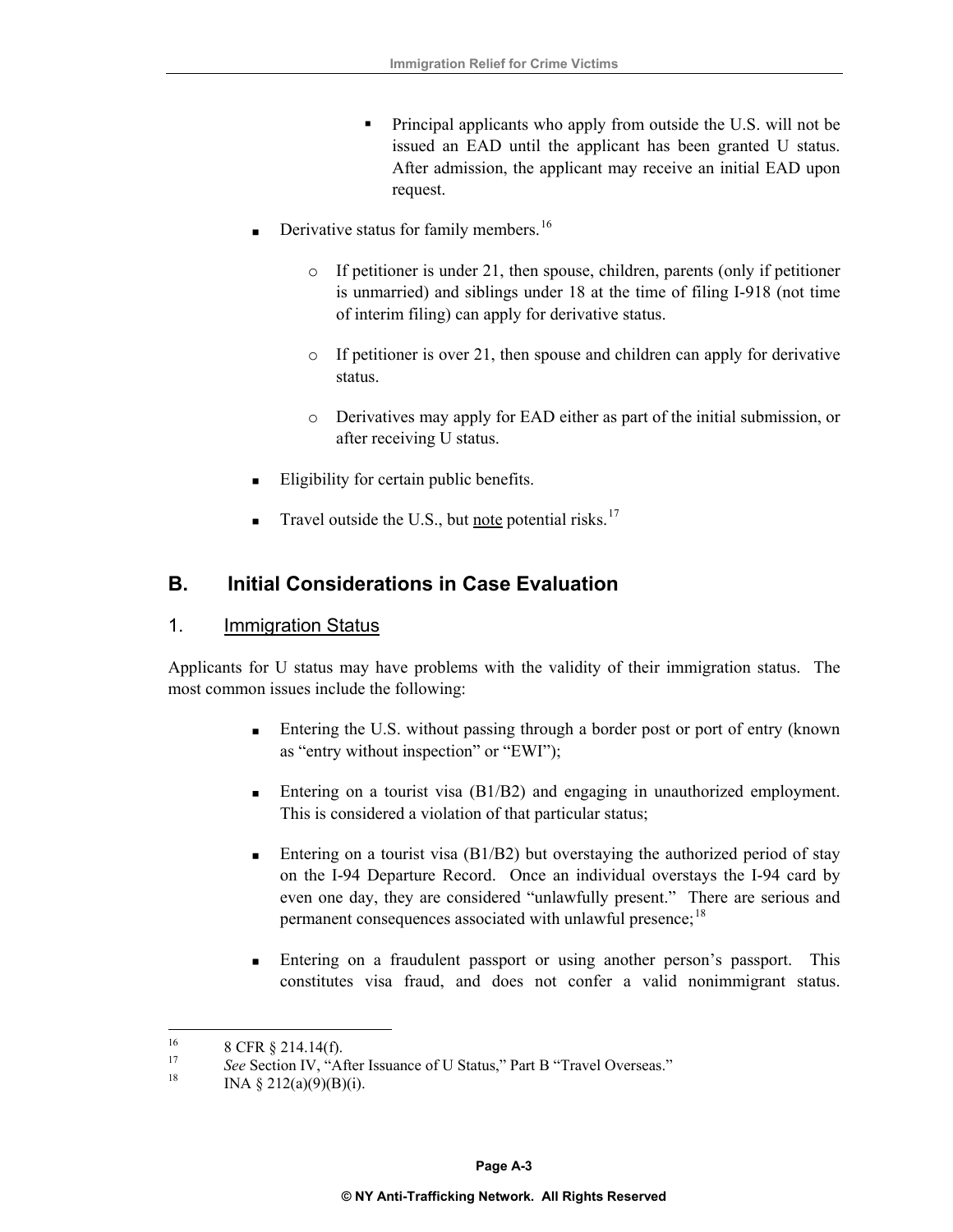- Principal applicants who apply from outside the U.S. will not be issued an EAD until the applicant has been granted U status. After admission, the applicant may receive an initial EAD upon request.

- Derivative status for family members.[16]

    - If petitioner is under 21, then spouse, children, parents (only if petitioner is unmarried) and siblings under 18 at the time of filing I-918 (not time of interim filing) can apply for derivative status.

    - If petitioner is over 21, then spouse and children can apply for derivative status.

    - Derivatives may apply for EAD either as part of the initial submission, or after receiving U status.

- Eligibility for certain public benefits.

- Travel outside the U.S., but <u>note</u> potential risks.[17]

## B. Initial Considerations in Case Evaluation

### 1. <u>Immigration Status</u>

Applicants for U status may have problems with the validity of their immigration status. The most common issues include the following:

- Entering the U.S. without passing through a border post or port of entry (known as "entry without inspection" or "EWI");

- Entering on a tourist visa (B1/B2) and engaging in unauthorized employment. This is considered a violation of that particular status;

- Entering on a tourist visa (B1/B2) but overstaying the authorized period of stay on the I-94 Departure Record. Once an individual overstays the I-94 card by even one day, they are considered "unlawfully present." There are serious and permanent consequences associated with unlawful presence;[18]

- Entering on a fraudulent passport or using another person's passport. This constitutes visa fraud, and does not confer a valid nonimmigrant status.

---

[16] 8 CFR § 214.14(f).

[17] *See* Section IV, "After Issuance of U Status," Part B "Travel Overseas."

[18] INA § 212(a)(9)(B)(i).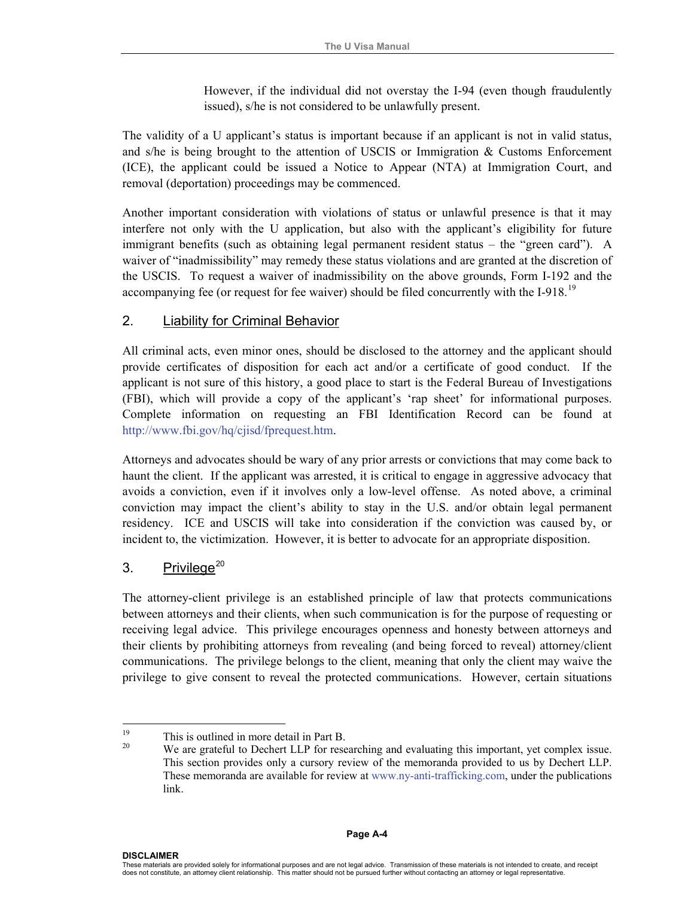However, if the individual did not overstay the I-94 (even though fraudulently issued), s/he is not considered to be unlawfully present.

The validity of a U applicant's status is important because if an applicant is not in valid status, and s/he is being brought to the attention of USCIS or Immigration & Customs Enforcement (ICE), the applicant could be issued a Notice to Appear (NTA) at Immigration Court, and removal (deportation) proceedings may be commenced.

Another important consideration with violations of status or unlawful presence is that it may interfere not only with the U application, but also with the applicant's eligibility for future immigrant benefits (such as obtaining legal permanent resident status – the "green card"). A waiver of "inadmissibility" may remedy these status violations and are granted at the discretion of the USCIS. To request a waiver of inadmissibility on the above grounds, Form I-192 and the accompanying fee (or request for fee waiver) should be filed concurrently with the I-918.[19]

## 2. Liability for Criminal Behavior

All criminal acts, even minor ones, should be disclosed to the attorney and the applicant should provide certificates of disposition for each act and/or a certificate of good conduct. If the applicant is not sure of this history, a good place to start is the Federal Bureau of Investigations (FBI), which will provide a copy of the applicant's 'rap sheet' for informational purposes. Complete information on requesting an FBI Identification Record can be found at http://www.fbi.gov/hq/cjisd/fprequest.htm.

Attorneys and advocates should be wary of any prior arrests or convictions that may come back to haunt the client. If the applicant was arrested, it is critical to engage in aggressive advocacy that avoids a conviction, even if it involves only a low-level offense. As noted above, a criminal conviction may impact the client's ability to stay in the U.S. and/or obtain legal permanent residency. ICE and USCIS will take into consideration if the conviction was caused by, or incident to, the victimization. However, it is better to advocate for an appropriate disposition.

## 3. Privilege[20]

The attorney-client privilege is an established principle of law that protects communications between attorneys and their clients, when such communication is for the purpose of requesting or receiving legal advice. This privilege encourages openness and honesty between attorneys and their clients by prohibiting attorneys from revealing (and being forced to reveal) attorney/client communications. The privilege belongs to the client, meaning that only the client may waive the privilege to give consent to reveal the protected communications. However, certain situations

---

[19] This is outlined in more detail in Part B.

[20] We are grateful to Dechert LLP for researching and evaluating this important, yet complex issue. This section provides only a cursory review of the memoranda provided to us by Dechert LLP. These memoranda are available for review at www.ny-anti-trafficking.com, under the publications link.

**DISCLAIMER**
These materials are provided solely for informational purposes and are not legal advice. Transmission of these materials is not intended to create, and receipt does not constitute, an attorney client relationship. This matter should not be pursued further without contacting an attorney or legal representative.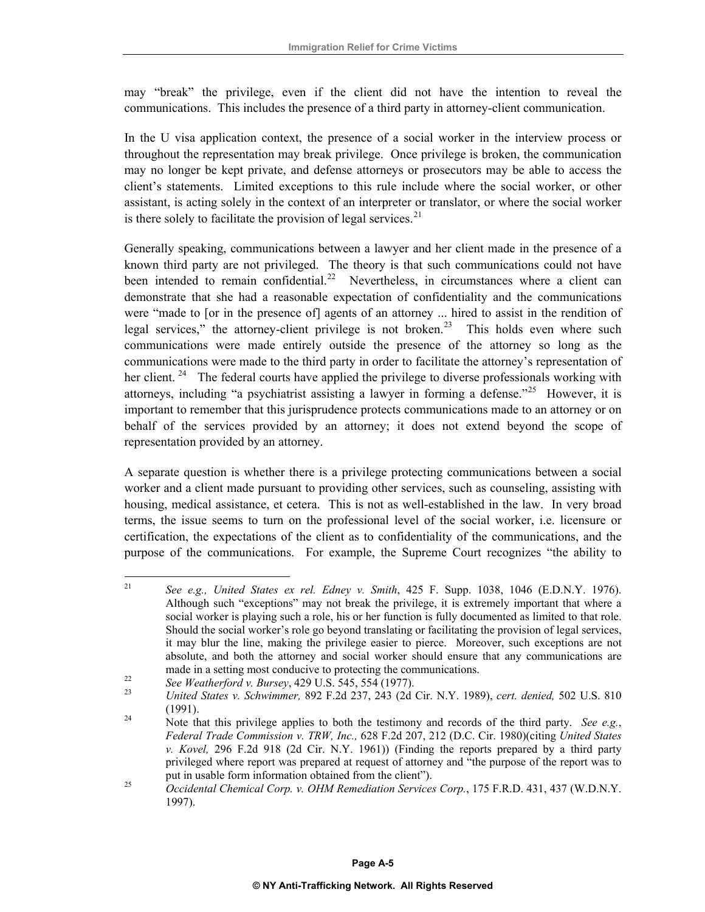may "break" the privilege, even if the client did not have the intention to reveal the communications. This includes the presence of a third party in attorney-client communication.

In the U visa application context, the presence of a social worker in the interview process or throughout the representation may break privilege. Once privilege is broken, the communication may no longer be kept private, and defense attorneys or prosecutors may be able to access the client's statements. Limited exceptions to this rule include where the social worker, or other assistant, is acting solely in the context of an interpreter or translator, or where the social worker is there solely to facilitate the provision of legal services.[21]

Generally speaking, communications between a lawyer and her client made in the presence of a known third party are not privileged. The theory is that such communications could not have been intended to remain confidential.[22] Nevertheless, in circumstances where a client can demonstrate that she had a reasonable expectation of confidentiality and the communications were "made to [or in the presence of] agents of an attorney ... hired to assist in the rendition of legal services," the attorney-client privilege is not broken.[23] This holds even where such communications were made entirely outside the presence of the attorney so long as the communications were made to the third party in order to facilitate the attorney's representation of her client.[24] The federal courts have applied the privilege to diverse professionals working with attorneys, including "a psychiatrist assisting a lawyer in forming a defense."[25] However, it is important to remember that this jurisprudence protects communications made to an attorney or on behalf of the services provided by an attorney; it does not extend beyond the scope of representation provided by an attorney.

A separate question is whether there is a privilege protecting communications between a social worker and a client made pursuant to providing other services, such as counseling, assisting with housing, medical assistance, et cetera. This is not as well-established in the law. In very broad terms, the issue seems to turn on the professional level of the social worker, i.e. licensure or certification, the expectations of the client as to confidentiality of the communications, and the purpose of the communications. For example, the Supreme Court recognizes "the ability to

---

[21] *See e.g., United States ex rel. Edney v. Smith*, 425 F. Supp. 1038, 1046 (E.D.N.Y. 1976). Although such "exceptions" may not break the privilege, it is extremely important that where a social worker is playing such a role, his or her function is fully documented as limited to that role. Should the social worker's role go beyond translating or facilitating the provision of legal services, it may blur the line, making the privilege easier to pierce. Moreover, such exceptions are not absolute, and both the attorney and social worker should ensure that any communications are made in a setting most conducive to protecting the communications.

[22] *See Weatherford v. Bursey*, 429 U.S. 545, 554 (1977).

[23] *United States v. Schwimmer,* 892 F.2d 237, 243 (2d Cir. N.Y. 1989), *cert. denied,* 502 U.S. 810 (1991).

[24] Note that this privilege applies to both the testimony and records of the third party. *See e.g.*, *Federal Trade Commission v. TRW, Inc.,* 628 F.2d 207, 212 (D.C. Cir. 1980)(citing *United States v. Kovel,* 296 F.2d 918 (2d Cir. N.Y. 1961)) (Finding the reports prepared by a third party privileged where report was prepared at request of attorney and "the purpose of the report was to put in usable form information obtained from the client").

[25] *Occidental Chemical Corp. v. OHM Remediation Services Corp.*, 175 F.R.D. 431, 437 (W.D.N.Y. 1997).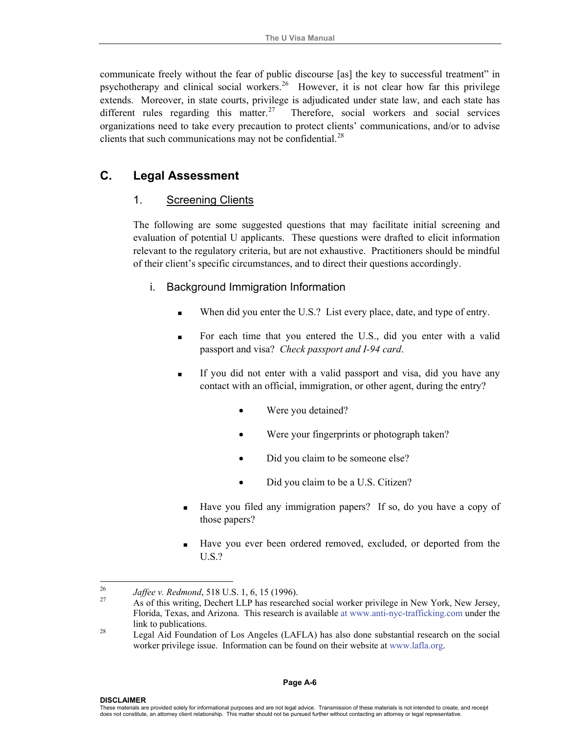communicate freely without the fear of public discourse [as] the key to successful treatment" in psychotherapy and clinical social workers.[26] However, it is not clear how far this privilege extends. Moreover, in state courts, privilege is adjudicated under state law, and each state has different rules regarding this matter.[27] Therefore, social workers and social services organizations need to take every precaution to protect clients' communications, and/or to advise clients that such communications may not be confidential.[28]

## C. Legal Assessment

### 1. Screening Clients

The following are some suggested questions that may facilitate initial screening and evaluation of potential U applicants. These questions were drafted to elicit information relevant to the regulatory criteria, but are not exhaustive. Practitioners should be mindful of their client's specific circumstances, and to direct their questions accordingly.

#### i. Background Immigration Information

- When did you enter the U.S.? List every place, date, and type of entry.
- For each time that you entered the U.S., did you enter with a valid passport and visa? *Check passport and I-94 card*.
- If you did not enter with a valid passport and visa, did you have any contact with an official, immigration, or other agent, during the entry?
    - Were you detained?
    - Were your fingerprints or photograph taken?
    - Did you claim to be someone else?
    - Did you claim to be a U.S. Citizen?
- Have you filed any immigration papers? If so, do you have a copy of those papers?
- Have you ever been ordered removed, excluded, or deported from the U.S.?

---

[26] *Jaffee v. Redmond*, 518 U.S. 1, 6, 15 (1996).

[27] As of this writing, Dechert LLP has researched social worker privilege in New York, New Jersey, Florida, Texas, and Arizona. This research is available at www.anti-nyc-trafficking.com under the link to publications.

[28] Legal Aid Foundation of Los Angeles (LAFLA) has also done substantial research on the social worker privilege issue. Information can be found on their website at www.lafla.org.

**DISCLAIMER**
These materials are provided solely for informational purposes and are not legal advice. Transmission of these materials is not intended to create, and receipt does not constitute, an attorney client relationship. This matter should not be pursued further without contacting an attorney or legal representative.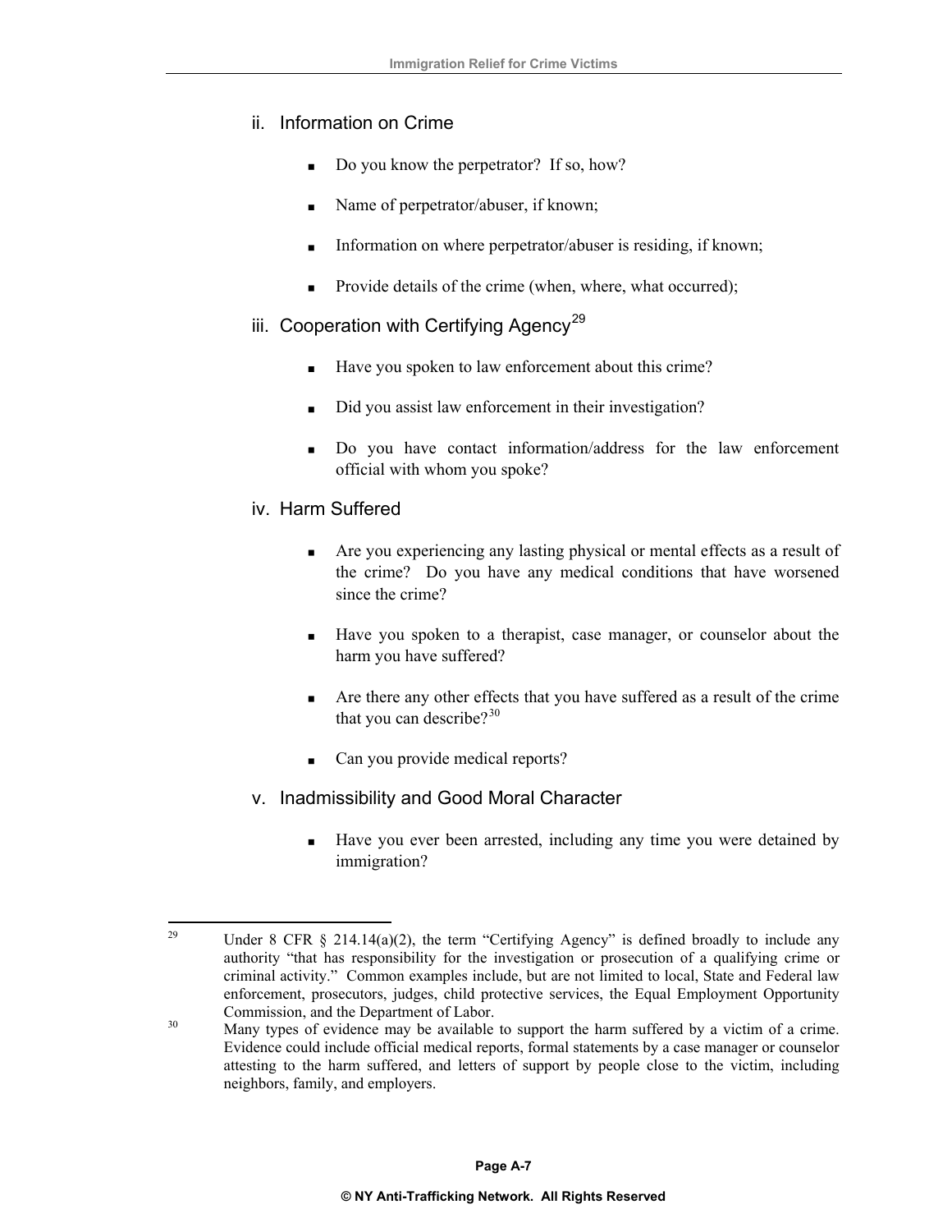### ii. Information on Crime

- Do you know the perpetrator? If so, how?
- Name of perpetrator/abuser, if known;
- Information on where perpetrator/abuser is residing, if known;
- Provide details of the crime (when, where, what occurred);

### iii. Cooperation with Certifying Agency[29]

- Have you spoken to law enforcement about this crime?
- Did you assist law enforcement in their investigation?
- Do you have contact information/address for the law enforcement official with whom you spoke?

### iv. Harm Suffered

- Are you experiencing any lasting physical or mental effects as a result of the crime? Do you have any medical conditions that have worsened since the crime?
- Have you spoken to a therapist, case manager, or counselor about the harm you have suffered?
- Are there any other effects that you have suffered as a result of the crime that you can describe?[30]
- Can you provide medical reports?

### v. Inadmissibility and Good Moral Character

- Have you ever been arrested, including any time you were detained by immigration?

---

[29] Under 8 CFR § 214.14(a)(2), the term "Certifying Agency" is defined broadly to include any authority "that has responsibility for the investigation or prosecution of a qualifying crime or criminal activity." Common examples include, but are not limited to local, State and Federal law enforcement, prosecutors, judges, child protective services, the Equal Employment Opportunity Commission, and the Department of Labor.

[30] Many types of evidence may be available to support the harm suffered by a victim of a crime. Evidence could include official medical reports, formal statements by a case manager or counselor attesting to the harm suffered, and letters of support by people close to the victim, including neighbors, family, and employers.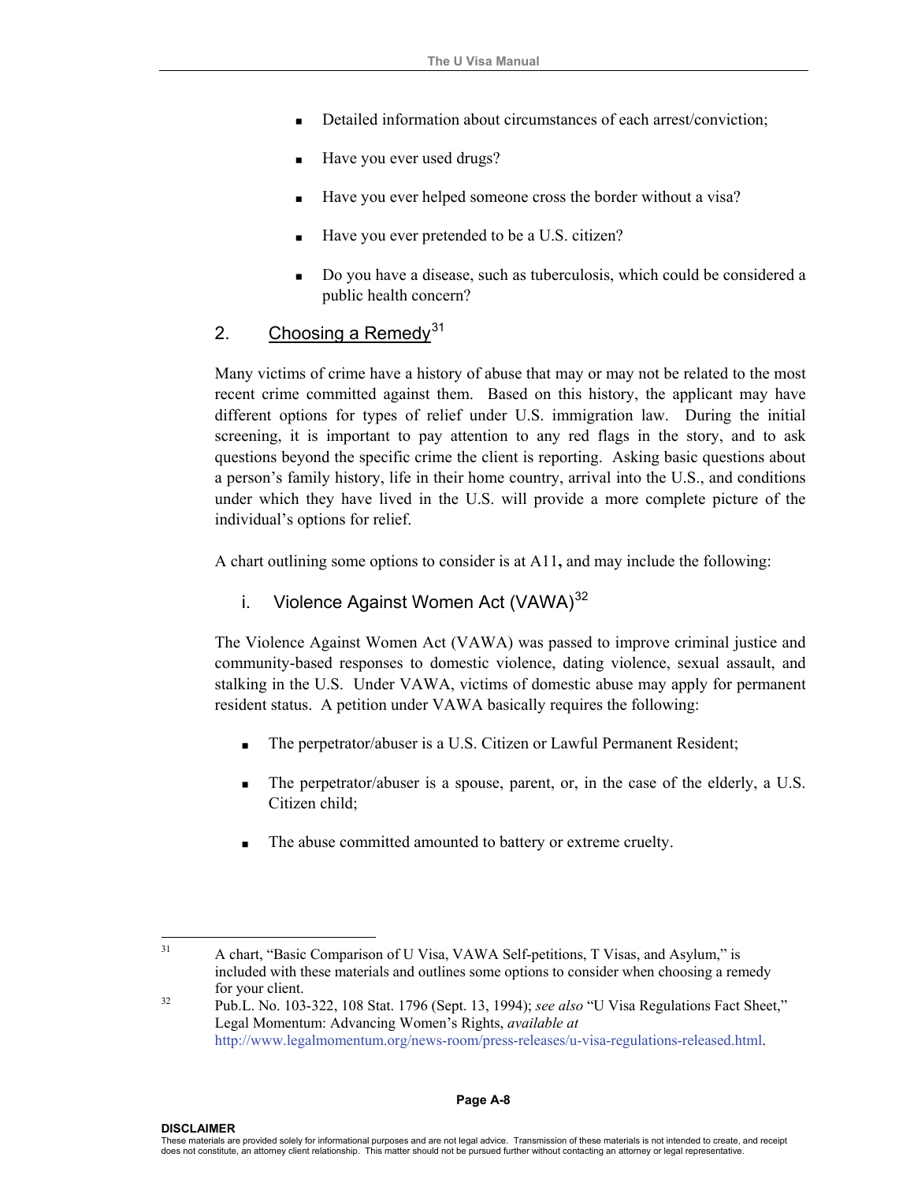- Detailed information about circumstances of each arrest/conviction;
- Have you ever used drugs?
- Have you ever helped someone cross the border without a visa?
- Have you ever pretended to be a U.S. citizen?
- Do you have a disease, such as tuberculosis, which could be considered a public health concern?

## 2. Choosing a Remedy[31]

Many victims of crime have a history of abuse that may or may not be related to the most recent crime committed against them. Based on this history, the applicant may have different options for types of relief under U.S. immigration law. During the initial screening, it is important to pay attention to any red flags in the story, and to ask questions beyond the specific crime the client is reporting. Asking basic questions about a person's family history, life in their home country, arrival into the U.S., and conditions under which they have lived in the U.S. will provide a more complete picture of the individual's options for relief.

A chart outlining some options to consider is at A11**,** and may include the following:

### i. Violence Against Women Act (VAWA)[32]

The Violence Against Women Act (VAWA) was passed to improve criminal justice and community-based responses to domestic violence, dating violence, sexual assault, and stalking in the U.S. Under VAWA, victims of domestic abuse may apply for permanent resident status. A petition under VAWA basically requires the following:

- The perpetrator/abuser is a U.S. Citizen or Lawful Permanent Resident;
- The perpetrator/abuser is a spouse, parent, or, in the case of the elderly, a U.S. Citizen child;
- The abuse committed amounted to battery or extreme cruelty.

---

[31] A chart, "Basic Comparison of U Visa, VAWA Self-petitions, T Visas, and Asylum," is included with these materials and outlines some options to consider when choosing a remedy for your client.

[32] Pub.L. No. 103-322, 108 Stat. 1796 (Sept. 13, 1994); *see also* "U Visa Regulations Fact Sheet," Legal Momentum: Advancing Women's Rights, *available at* http://www.legalmomentum.org/news-room/press-releases/u-visa-regulations-released.html.

**DISCLAIMER**
These materials are provided solely for informational purposes and are not legal advice. Transmission of these materials is not intended to create, and receipt does not constitute, an attorney client relationship. This matter should not be pursued further without contacting an attorney or legal representative.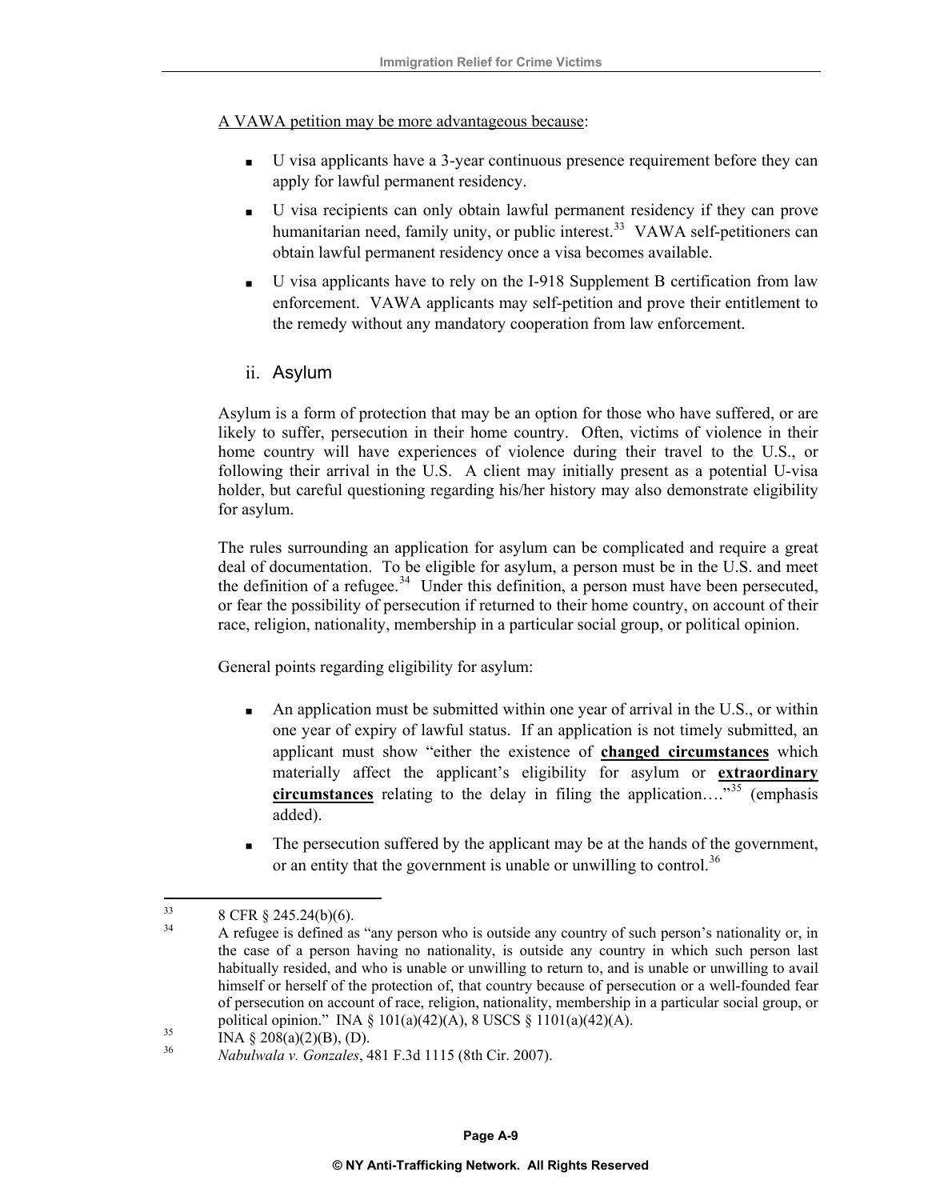<u>A VAWA petition may be more advantageous because</u>:

- U visa applicants have a 3-year continuous presence requirement before they can apply for lawful permanent residency.
- U visa recipients can only obtain lawful permanent residency if they can prove humanitarian need, family unity, or public interest.[33] VAWA self-petitioners can obtain lawful permanent residency once a visa becomes available.
- U visa applicants have to rely on the I-918 Supplement B certification from law enforcement. VAWA applicants may self-petition and prove their entitlement to the remedy without any mandatory cooperation from law enforcement.

### ii. Asylum

Asylum is a form of protection that may be an option for those who have suffered, or are likely to suffer, persecution in their home country. Often, victims of violence in their home country will have experiences of violence during their travel to the U.S., or following their arrival in the U.S. A client may initially present as a potential U-visa holder, but careful questioning regarding his/her history may also demonstrate eligibility for asylum.

The rules surrounding an application for asylum can be complicated and require a great deal of documentation. To be eligible for asylum, a person must be in the U.S. and meet the definition of a refugee.[34] Under this definition, a person must have been persecuted, or fear the possibility of persecution if returned to their home country, on account of their race, religion, nationality, membership in a particular social group, or political opinion.

General points regarding eligibility for asylum:

- An application must be submitted within one year of arrival in the U.S., or within one year of expiry of lawful status. If an application is not timely submitted, an applicant must show "either the existence of <u>**changed circumstances**</u> which materially affect the applicant's eligibility for asylum or <u>**extraordinary circumstances**</u> relating to the delay in filing the application…."[35] (emphasis added).
- The persecution suffered by the applicant may be at the hands of the government, or an entity that the government is unable or unwilling to control.[36]

---

[33] 8 CFR § 245.24(b)(6).

[34] A refugee is defined as "any person who is outside any country of such person's nationality or, in the case of a person having no nationality, is outside any country in which such person last habitually resided, and who is unable or unwilling to return to, and is unable or unwilling to avail himself or herself of the protection of, that country because of persecution or a well-founded fear of persecution on account of race, religion, nationality, membership in a particular social group, or political opinion." INA § 101(a)(42)(A), 8 USCS § 1101(a)(42)(A).

[35] INA § 208(a)(2)(B), (D).

[36] *Nabulwala v. Gonzales*, 481 F.3d 1115 (8th Cir. 2007).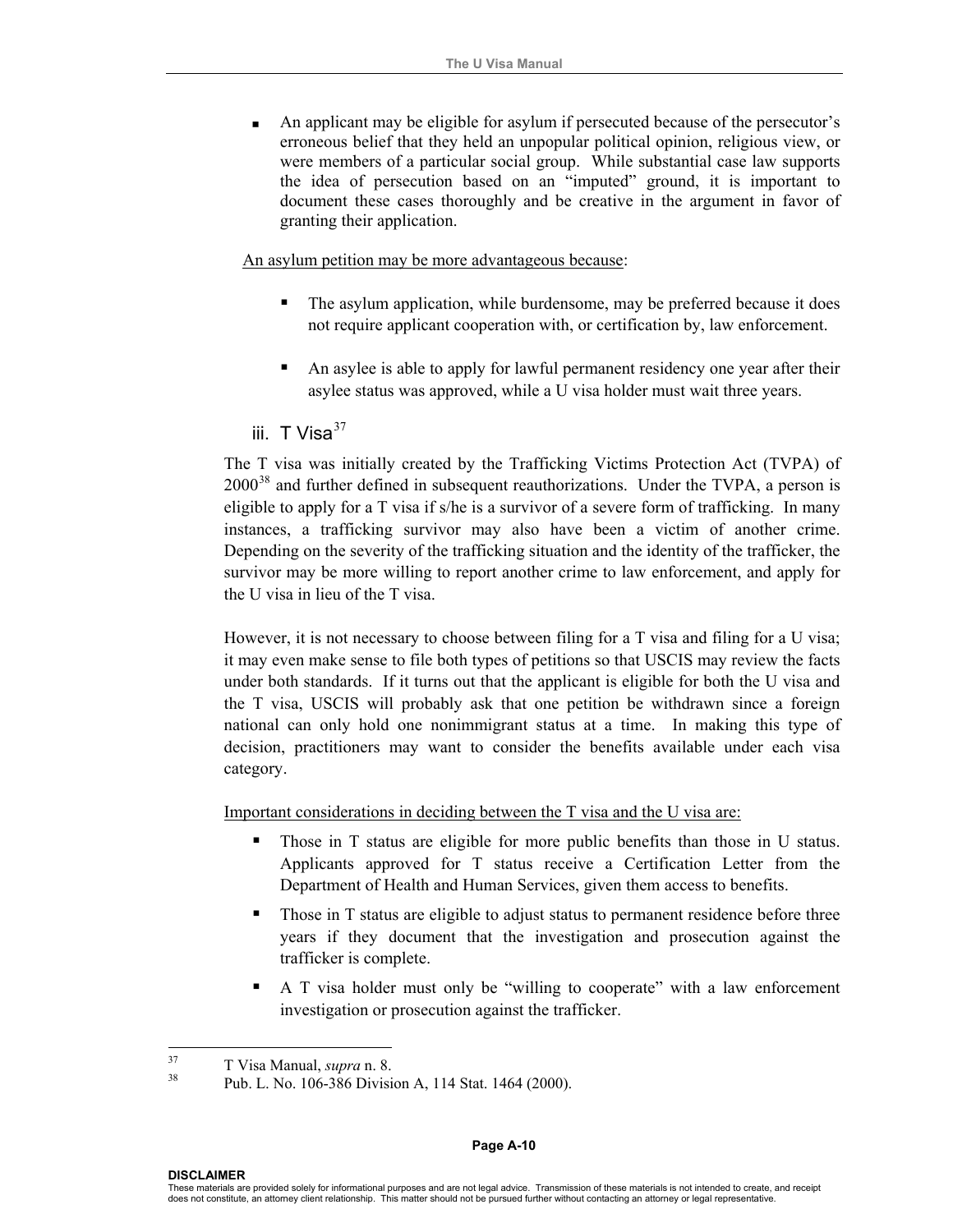- An applicant may be eligible for asylum if persecuted because of the persecutor's erroneous belief that they held an unpopular political opinion, religious view, or were members of a particular social group. While substantial case law supports the idea of persecution based on an "imputed" ground, it is important to document these cases thoroughly and be creative in the argument in favor of granting their application.

<u>An asylum petition may be more advantageous because</u>:

- The asylum application, while burdensome, may be preferred because it does not require applicant cooperation with, or certification by, law enforcement.
- An asylee is able to apply for lawful permanent residency one year after their asylee status was approved, while a U visa holder must wait three years.

### iii. T Visa[37]

The T visa was initially created by the Trafficking Victims Protection Act (TVPA) of 2000[38] and further defined in subsequent reauthorizations. Under the TVPA, a person is eligible to apply for a T visa if s/he is a survivor of a severe form of trafficking. In many instances, a trafficking survivor may also have been a victim of another crime. Depending on the severity of the trafficking situation and the identity of the trafficker, the survivor may be more willing to report another crime to law enforcement, and apply for the U visa in lieu of the T visa.

However, it is not necessary to choose between filing for a T visa and filing for a U visa; it may even make sense to file both types of petitions so that USCIS may review the facts under both standards. If it turns out that the applicant is eligible for both the U visa and the T visa, USCIS will probably ask that one petition be withdrawn since a foreign national can only hold one nonimmigrant status at a time. In making this type of decision, practitioners may want to consider the benefits available under each visa category.

<u>Important considerations in deciding between the T visa and the U visa are:</u>

- Those in T status are eligible for more public benefits than those in U status. Applicants approved for T status receive a Certification Letter from the Department of Health and Human Services, given them access to benefits.
- Those in T status are eligible to adjust status to permanent residence before three years if they document that the investigation and prosecution against the trafficker is complete.
- A T visa holder must only be "willing to cooperate" with a law enforcement investigation or prosecution against the trafficker.

---

[37] T Visa Manual, *supra* n. 8.

[38] Pub. L. No. 106-386 Division A, 114 Stat. 1464 (2000).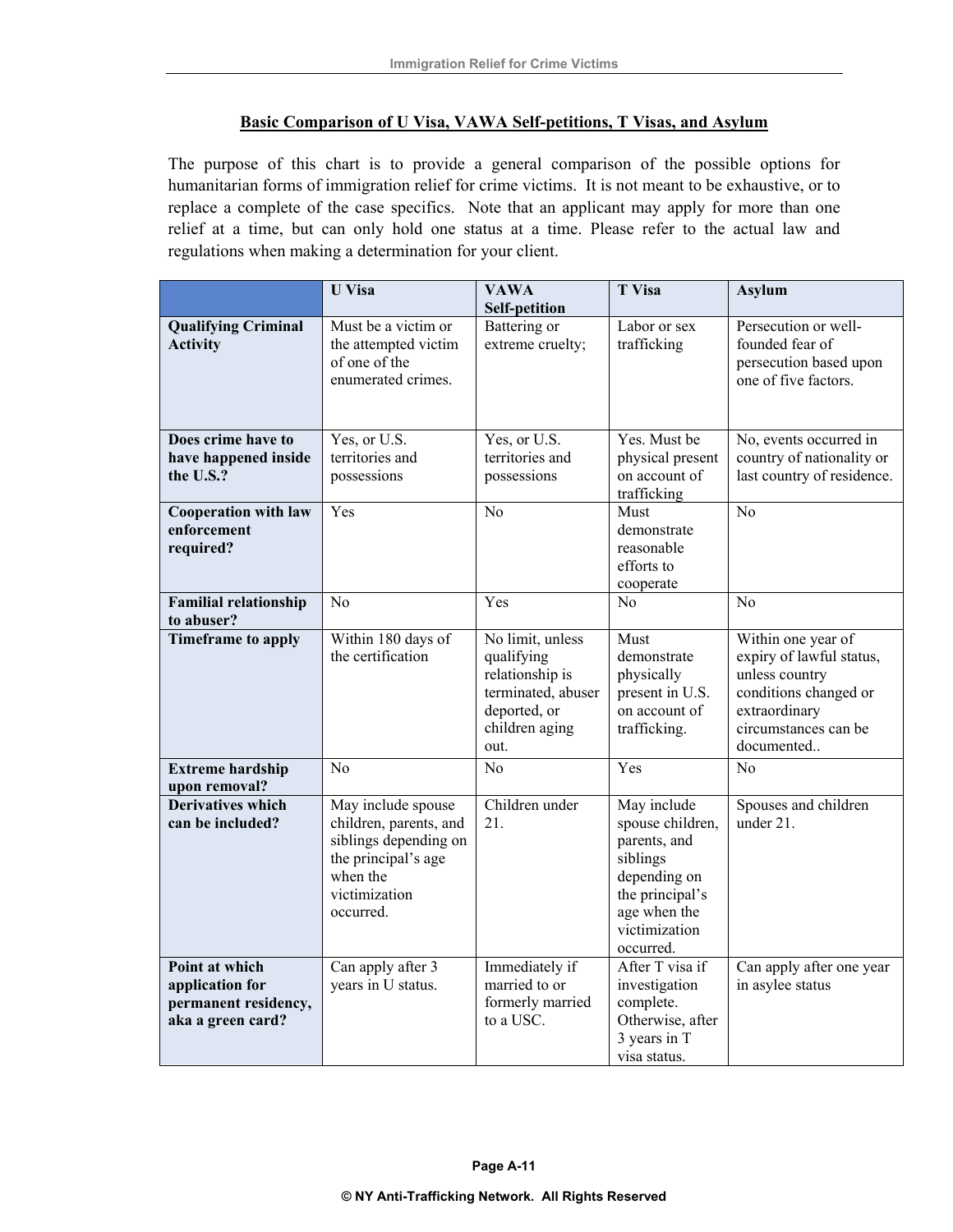**Basic Comparison of U Visa, VAWA Self-petitions, T Visas, and Asylum**

The purpose of this chart is to provide a general comparison of the possible options for humanitarian forms of immigration relief for crime victims. It is not meant to be exhaustive, or to replace a complete of the case specifics. Note that an applicant may apply for more than one relief at a time, but can only hold one status at a time. Please refer to the actual law and regulations when making a determination for your client.

| | U Visa | VAWA Self-petition | T Visa | Asylum |
|---|---|---|---|---|
| **Qualifying Criminal Activity** | Must be a victim or the attempted victim of one of the enumerated crimes. | Battering or extreme cruelty; | Labor or sex trafficking | Persecution or well-founded fear of persecution based upon one of five factors. |
| **Does crime have to have happened inside the U.S.?** | Yes, or U.S. territories and possessions | Yes, or U.S. territories and possessions | Yes. Must be physical present on account of trafficking | No, events occurred in country of nationality or last country of residence. |
| **Cooperation with law enforcement required?** | Yes | No | Must demonstrate reasonable efforts to cooperate | No |
| **Familial relationship to abuser?** | No | Yes | No | No |
| **Timeframe to apply** | Within 180 days of the certification | No limit, unless qualifying relationship is terminated, abuser deported, or children aging out. | Must demonstrate physically present in U.S. on account of trafficking. | Within one year of expiry of lawful status, unless country conditions changed or extraordinary circumstances can be documented.. |
| **Extreme hardship upon removal?** | No | No | Yes | No |
| **Derivatives which can be included?** | May include spouse children, parents, and siblings depending on the principal's age when the victimization occurred. | Children under 21. | May include spouse children, parents, and siblings depending on the principal's age when the victimization occurred. | Spouses and children under 21. |
| **Point at which application for permanent residency, aka a green card?** | Can apply after 3 years in U status. | Immediately if married to or formerly married to a USC. | After T visa if investigation complete. Otherwise, after 3 years in T visa status. | Can apply after one year in asylee status |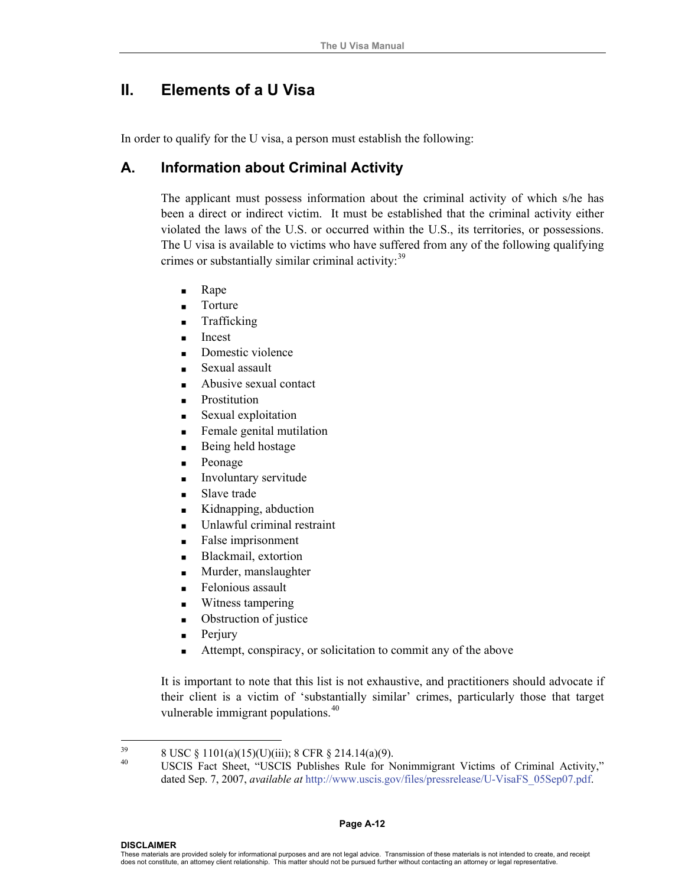## II. Elements of a U Visa

In order to qualify for the U visa, a person must establish the following:

### A. Information about Criminal Activity

The applicant must possess information about the criminal activity of which s/he has been a direct or indirect victim. It must be established that the criminal activity either violated the laws of the U.S. or occurred within the U.S., its territories, or possessions. The U visa is available to victims who have suffered from any of the following qualifying crimes or substantially similar criminal activity:[39]

- Rape
- Torture
- Trafficking
- Incest
- Domestic violence
- Sexual assault
- Abusive sexual contact
- Prostitution
- Sexual exploitation
- Female genital mutilation
- Being held hostage
- Peonage
- Involuntary servitude
- Slave trade
- Kidnapping, abduction
- Unlawful criminal restraint
- False imprisonment
- Blackmail, extortion
- Murder, manslaughter
- Felonious assault
- Witness tampering
- Obstruction of justice
- Perjury
- Attempt, conspiracy, or solicitation to commit any of the above

It is important to note that this list is not exhaustive, and practitioners should advocate if their client is a victim of 'substantially similar' crimes, particularly those that target vulnerable immigrant populations.[40]

---

[39] 8 USC § 1101(a)(15)(U)(iii); 8 CFR § 214.14(a)(9).

[40] USCIS Fact Sheet, "USCIS Publishes Rule for Nonimmigrant Victims of Criminal Activity," dated Sep. 7, 2007, *available at* http://www.uscis.gov/files/pressrelease/U-VisaFS_05Sep07.pdf.

**DISCLAIMER**
These materials are provided solely for informational purposes and are not legal advice. Transmission of these materials is not intended to create, and receipt does not constitute, an attorney client relationship. This matter should not be pursued further without contacting an attorney or legal representative.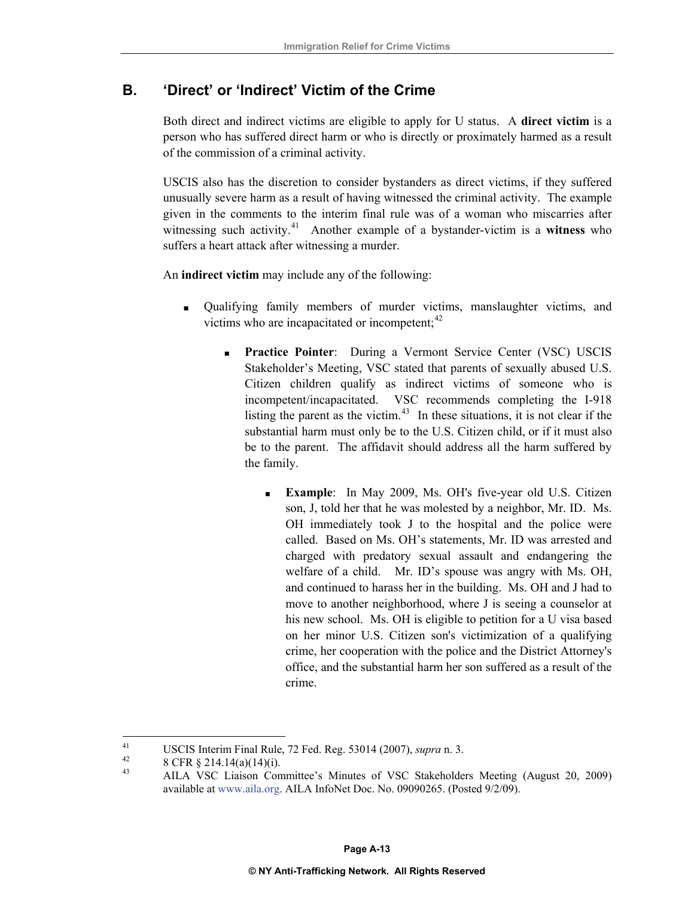## B. 'Direct' or 'Indirect' Victim of the Crime

Both direct and indirect victims are eligible to apply for U status. A **direct victim** is a person who has suffered direct harm or who is directly or proximately harmed as a result of the commission of a criminal activity.

USCIS also has the discretion to consider bystanders as direct victims, if they suffered unusually severe harm as a result of having witnessed the criminal activity. The example given in the comments to the interim final rule was of a woman who miscarries after witnessing such activity.[41] Another example of a bystander-victim is a **witness** who suffers a heart attack after witnessing a murder.

An **indirect victim** may include any of the following:

- Qualifying family members of murder victims, manslaughter victims, and victims who are incapacitated or incompetent;[42]
    - **Practice Pointer**: During a Vermont Service Center (VSC) USCIS Stakeholder's Meeting, VSC stated that parents of sexually abused U.S. Citizen children qualify as indirect victims of someone who is incompetent/incapacitated. VSC recommends completing the I-918 listing the parent as the victim.[43] In these situations, it is not clear if the substantial harm must only be to the U.S. Citizen child, or if it must also be to the parent. The affidavit should address all the harm suffered by the family.
        - **Example**: In May 2009, Ms. OH's five-year old U.S. Citizen son, J, told her that he was molested by a neighbor, Mr. ID. Ms. OH immediately took J to the hospital and the police were called. Based on Ms. OH's statements, Mr. ID was arrested and charged with predatory sexual assault and endangering the welfare of a child. Mr. ID's spouse was angry with Ms. OH, and continued to harass her in the building. Ms. OH and J had to move to another neighborhood, where J is seeing a counselor at his new school. Ms. OH is eligible to petition for a U visa based on her minor U.S. Citizen son's victimization of a qualifying crime, her cooperation with the police and the District Attorney's office, and the substantial harm her son suffered as a result of the crime.

---

[41] USCIS Interim Final Rule, 72 Fed. Reg. 53014 (2007), *supra* n. 3.

[42] 8 CFR § 214.14(a)(14)(i).

[43] AILA VSC Liaison Committee's Minutes of VSC Stakeholders Meeting (August 20, 2009) available at www.aila.org. AILA InfoNet Doc. No. 09090265. (Posted 9/2/09).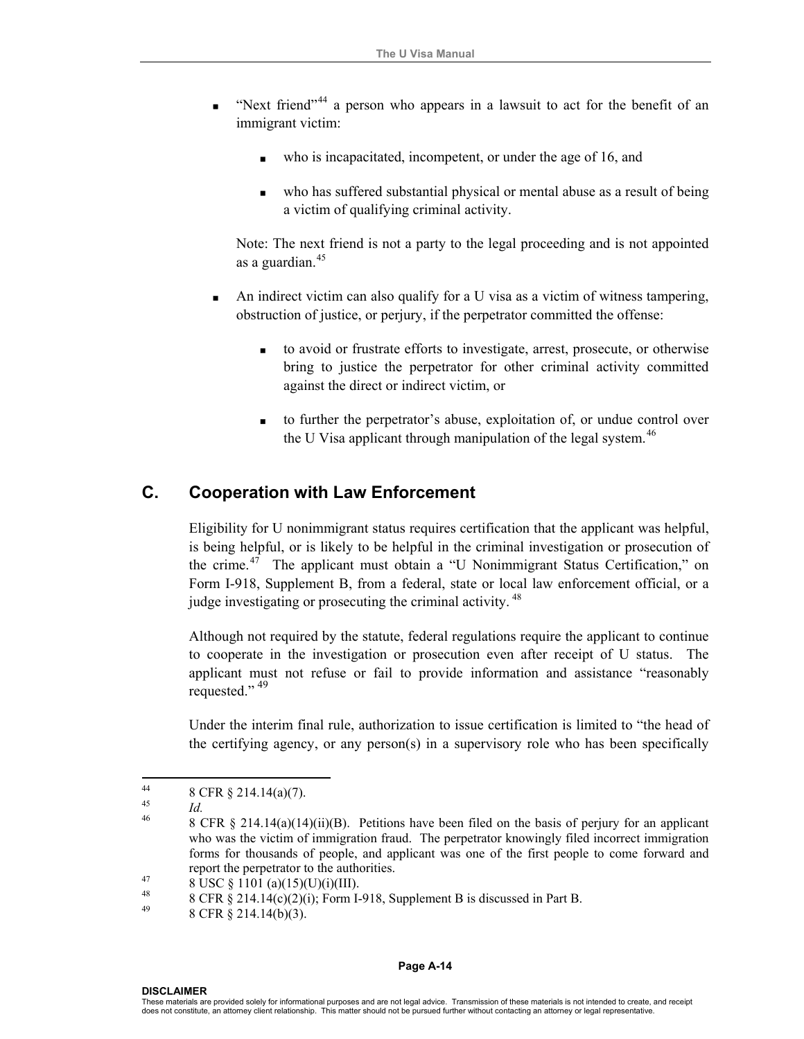- "Next friend"[44] a person who appears in a lawsuit to act for the benefit of an immigrant victim:

  - who is incapacitated, incompetent, or under the age of 16, and

  - who has suffered substantial physical or mental abuse as a result of being a victim of qualifying criminal activity.

  Note: The next friend is not a party to the legal proceeding and is not appointed as a guardian.[45]

- An indirect victim can also qualify for a U visa as a victim of witness tampering, obstruction of justice, or perjury, if the perpetrator committed the offense:

  - to avoid or frustrate efforts to investigate, arrest, prosecute, or otherwise bring to justice the perpetrator for other criminal activity committed against the direct or indirect victim, or

  - to further the perpetrator's abuse, exploitation of, or undue control over the U Visa applicant through manipulation of the legal system.[46]

## C. Cooperation with Law Enforcement

Eligibility for U nonimmigrant status requires certification that the applicant was helpful, is being helpful, or is likely to be helpful in the criminal investigation or prosecution of the crime.[47] The applicant must obtain a "U Nonimmigrant Status Certification," on Form I-918, Supplement B, from a federal, state or local law enforcement official, or a judge investigating or prosecuting the criminal activity.[48]

Although not required by the statute, federal regulations require the applicant to continue to cooperate in the investigation or prosecution even after receipt of U status. The applicant must not refuse or fail to provide information and assistance "reasonably requested."[49]

Under the interim final rule, authorization to issue certification is limited to "the head of the certifying agency, or any person(s) in a supervisory role who has been specifically

---

[44] 8 CFR § 214.14(a)(7).

[45] *Id.*

[46] 8 CFR § 214.14(a)(14)(ii)(B). Petitions have been filed on the basis of perjury for an applicant who was the victim of immigration fraud. The perpetrator knowingly filed incorrect immigration forms for thousands of people, and applicant was one of the first people to come forward and report the perpetrator to the authorities.

[47] 8 USC § 1101 (a)(15)(U)(i)(III).

[48] 8 CFR § 214.14(c)(2)(i); Form I-918, Supplement B is discussed in Part B.

[49] 8 CFR § 214.14(b)(3).

**DISCLAIMER**
These materials are provided solely for informational purposes and are not legal advice. Transmission of these materials is not intended to create, and receipt does not constitute, an attorney client relationship. This matter should not be pursued further without contacting an attorney or legal representative.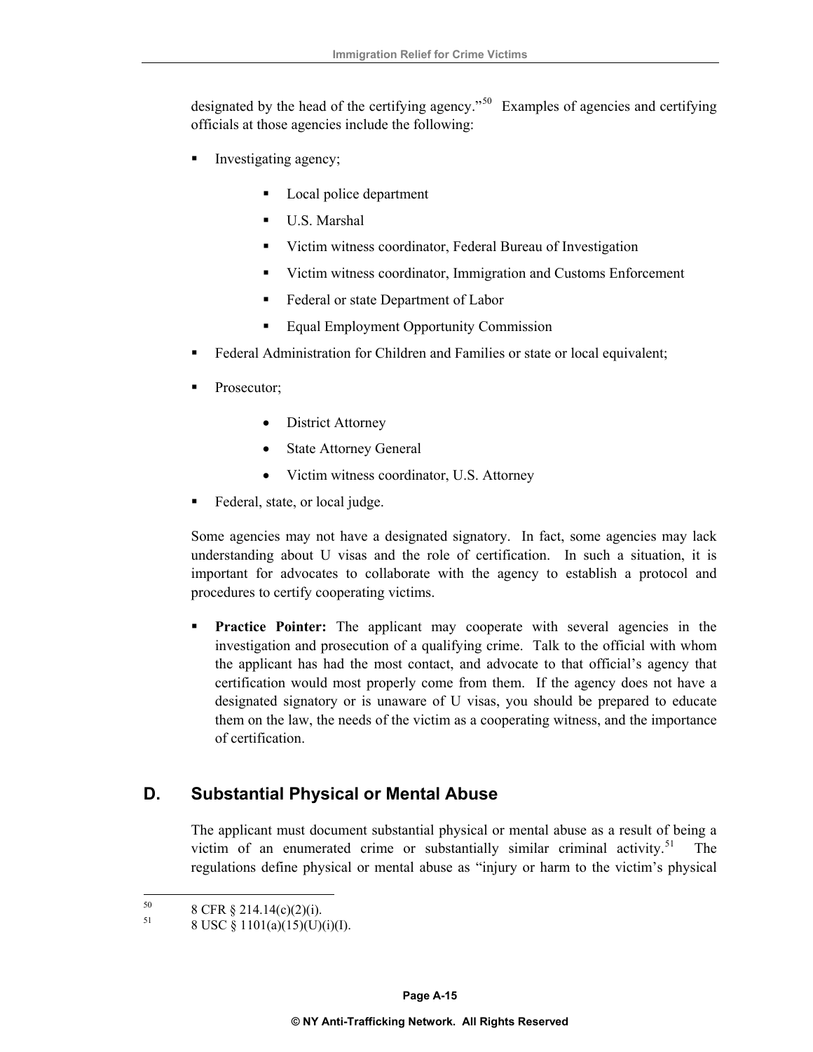designated by the head of the certifying agency."[50] Examples of agencies and certifying officials at those agencies include the following:

- Investigating agency;
    - Local police department
    - U.S. Marshal
    - Victim witness coordinator, Federal Bureau of Investigation
    - Victim witness coordinator, Immigration and Customs Enforcement
    - Federal or state Department of Labor
    - Equal Employment Opportunity Commission
- Federal Administration for Children and Families or state or local equivalent;
- Prosecutor;
    - District Attorney
    - State Attorney General
    - Victim witness coordinator, U.S. Attorney
- Federal, state, or local judge.

Some agencies may not have a designated signatory. In fact, some agencies may lack understanding about U visas and the role of certification. In such a situation, it is important for advocates to collaborate with the agency to establish a protocol and procedures to certify cooperating victims.

- **Practice Pointer:** The applicant may cooperate with several agencies in the investigation and prosecution of a qualifying crime. Talk to the official with whom the applicant has had the most contact, and advocate to that official's agency that certification would most properly come from them. If the agency does not have a designated signatory or is unaware of U visas, you should be prepared to educate them on the law, the needs of the victim as a cooperating witness, and the importance of certification.

## D. Substantial Physical or Mental Abuse

The applicant must document substantial physical or mental abuse as a result of being a victim of an enumerated crime or substantially similar criminal activity.[51] The regulations define physical or mental abuse as "injury or harm to the victim's physical

---

[50] 8 CFR § 214.14(c)(2)(i).

[51] 8 USC § 1101(a)(15)(U)(i)(I).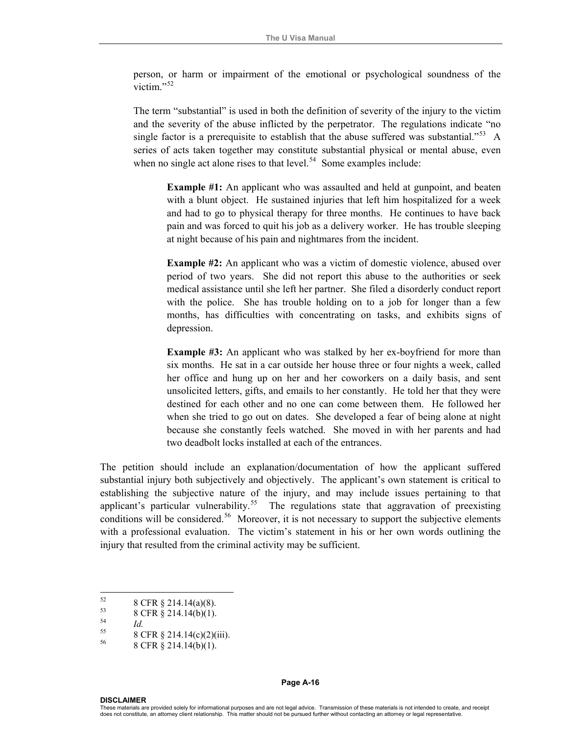person, or harm or impairment of the emotional or psychological soundness of the victim."[52]

The term "substantial" is used in both the definition of severity of the injury to the victim and the severity of the abuse inflicted by the perpetrator. The regulations indicate "no single factor is a prerequisite to establish that the abuse suffered was substantial."[53] A series of acts taken together may constitute substantial physical or mental abuse, even when no single act alone rises to that level.[54] Some examples include:

> **Example #1:** An applicant who was assaulted and held at gunpoint, and beaten with a blunt object. He sustained injuries that left him hospitalized for a week and had to go to physical therapy for three months. He continues to have back pain and was forced to quit his job as a delivery worker. He has trouble sleeping at night because of his pain and nightmares from the incident.
>
> **Example #2:** An applicant who was a victim of domestic violence, abused over period of two years. She did not report this abuse to the authorities or seek medical assistance until she left her partner. She filed a disorderly conduct report with the police. She has trouble holding on to a job for longer than a few months, has difficulties with concentrating on tasks, and exhibits signs of depression.
>
> **Example #3:** An applicant who was stalked by her ex-boyfriend for more than six months. He sat in a car outside her house three or four nights a week, called her office and hung up on her and her coworkers on a daily basis, and sent unsolicited letters, gifts, and emails to her constantly. He told her that they were destined for each other and no one can come between them. He followed her when she tried to go out on dates. She developed a fear of being alone at night because she constantly feels watched. She moved in with her parents and had two deadbolt locks installed at each of the entrances.

The petition should include an explanation/documentation of how the applicant suffered substantial injury both subjectively and objectively. The applicant's own statement is critical to establishing the subjective nature of the injury, and may include issues pertaining to that applicant's particular vulnerability.[55] The regulations state that aggravation of preexisting conditions will be considered.[56] Moreover, it is not necessary to support the subjective elements with a professional evaluation. The victim's statement in his or her own words outlining the injury that resulted from the criminal activity may be sufficient.

---

[52] 8 CFR § 214.14(a)(8).

[53] 8 CFR § 214.14(b)(1).

[54] *Id.*

[55] 8 CFR § 214.14(c)(2)(iii).

[56] 8 CFR § 214.14(b)(1).

**DISCLAIMER**
These materials are provided solely for informational purposes and are not legal advice. Transmission of these materials is not intended to create, and receipt does not constitute, an attorney client relationship. This matter should not be pursued further without contacting an attorney or legal representative.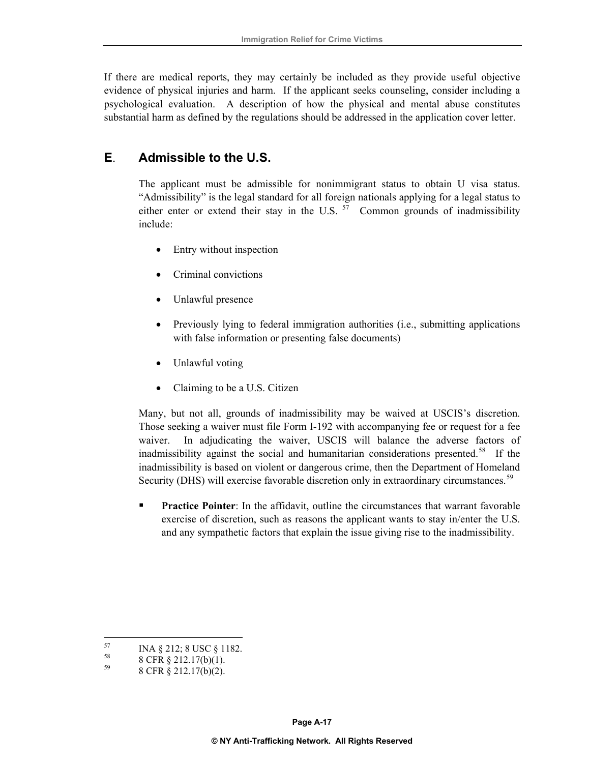If there are medical reports, they may certainly be included as they provide useful objective evidence of physical injuries and harm. If the applicant seeks counseling, consider including a psychological evaluation. A description of how the physical and mental abuse constitutes substantial harm as defined by the regulations should be addressed in the application cover letter.

## E. Admissible to the U.S.

The applicant must be admissible for nonimmigrant status to obtain U visa status. "Admissibility" is the legal standard for all foreign nationals applying for a legal status to either enter or extend their stay in the U.S. [57] Common grounds of inadmissibility include:

- Entry without inspection
- Criminal convictions
- Unlawful presence
- Previously lying to federal immigration authorities (i.e., submitting applications with false information or presenting false documents)
- Unlawful voting
- Claiming to be a U.S. Citizen

Many, but not all, grounds of inadmissibility may be waived at USCIS's discretion. Those seeking a waiver must file Form I-192 with accompanying fee or request for a fee waiver. In adjudicating the waiver, USCIS will balance the adverse factors of inadmissibility against the social and humanitarian considerations presented.[58] If the inadmissibility is based on violent or dangerous crime, then the Department of Homeland Security (DHS) will exercise favorable discretion only in extraordinary circumstances.[59]

- **Practice Pointer**: In the affidavit, outline the circumstances that warrant favorable exercise of discretion, such as reasons the applicant wants to stay in/enter the U.S. and any sympathetic factors that explain the issue giving rise to the inadmissibility.

---

[57] INA § 212; 8 USC § 1182.

[58] 8 CFR § 212.17(b)(1).

[59] 8 CFR § 212.17(b)(2).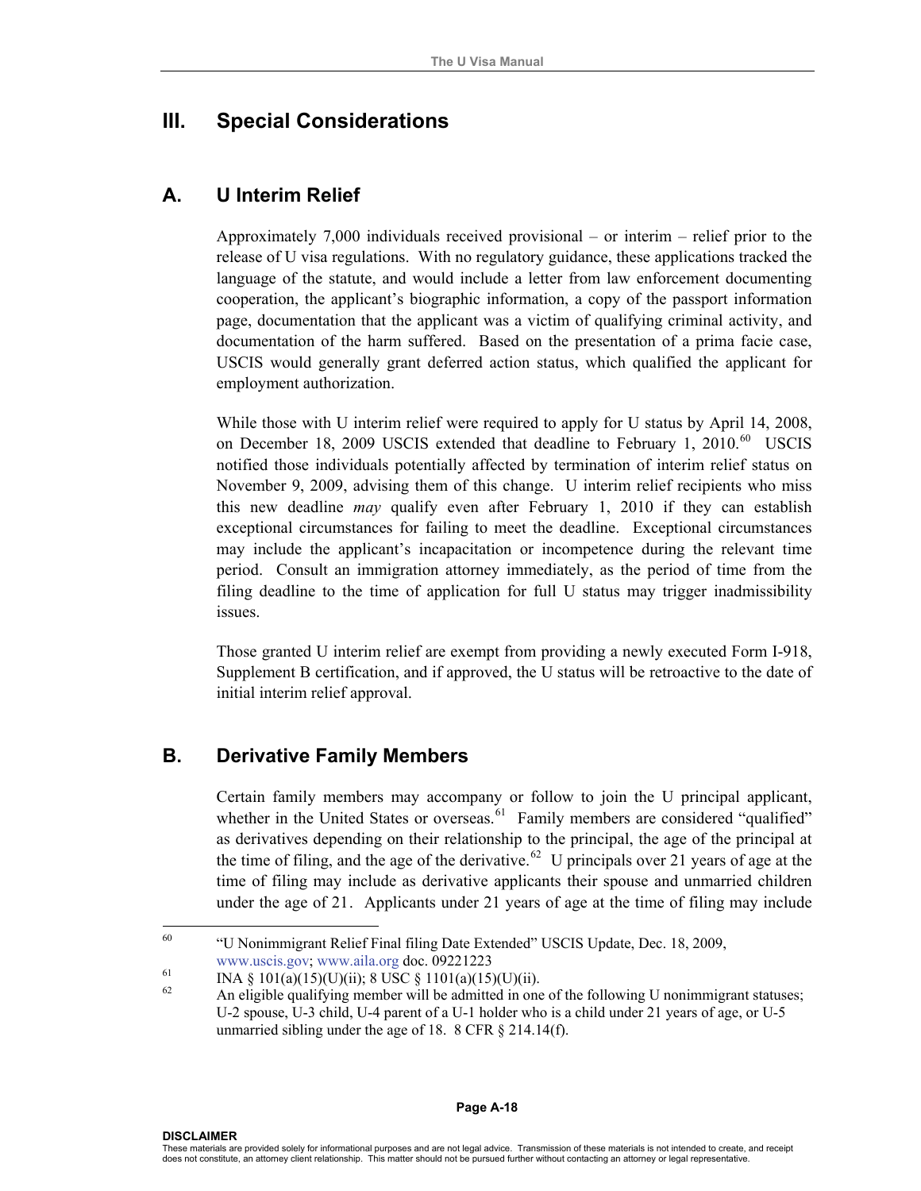# III. Special Considerations

## A. U Interim Relief

Approximately 7,000 individuals received provisional – or interim – relief prior to the release of U visa regulations. With no regulatory guidance, these applications tracked the language of the statute, and would include a letter from law enforcement documenting cooperation, the applicant's biographic information, a copy of the passport information page, documentation that the applicant was a victim of qualifying criminal activity, and documentation of the harm suffered. Based on the presentation of a prima facie case, USCIS would generally grant deferred action status, which qualified the applicant for employment authorization.

While those with U interim relief were required to apply for U status by April 14, 2008, on December 18, 2009 USCIS extended that deadline to February 1, 2010.[60] USCIS notified those individuals potentially affected by termination of interim relief status on November 9, 2009, advising them of this change. U interim relief recipients who miss this new deadline *may* qualify even after February 1, 2010 if they can establish exceptional circumstances for failing to meet the deadline. Exceptional circumstances may include the applicant's incapacitation or incompetence during the relevant time period. Consult an immigration attorney immediately, as the period of time from the filing deadline to the time of application for full U status may trigger inadmissibility issues.

Those granted U interim relief are exempt from providing a newly executed Form I-918, Supplement B certification, and if approved, the U status will be retroactive to the date of initial interim relief approval.

## B. Derivative Family Members

Certain family members may accompany or follow to join the U principal applicant, whether in the United States or overseas.[61] Family members are considered "qualified" as derivatives depending on their relationship to the principal, the age of the principal at the time of filing, and the age of the derivative.[62] U principals over 21 years of age at the time of filing may include as derivative applicants their spouse and unmarried children under the age of 21. Applicants under 21 years of age at the time of filing may include

---

[60] "U Nonimmigrant Relief Final filing Date Extended" USCIS Update, Dec. 18, 2009, www.uscis.gov; www.aila.org doc. 09221223

[61] INA § 101(a)(15)(U)(ii); 8 USC § 1101(a)(15)(U)(ii).

[62] An eligible qualifying member will be admitted in one of the following U nonimmigrant statuses; U-2 spouse, U-3 child, U-4 parent of a U-1 holder who is a child under 21 years of age, or U-5 unmarried sibling under the age of 18. 8 CFR § 214.14(f).

**DISCLAIMER**
These materials are provided solely for informational purposes and are not legal advice. Transmission of these materials is not intended to create, and receipt does not constitute, an attorney client relationship. This matter should not be pursued further without contacting an attorney or legal representative.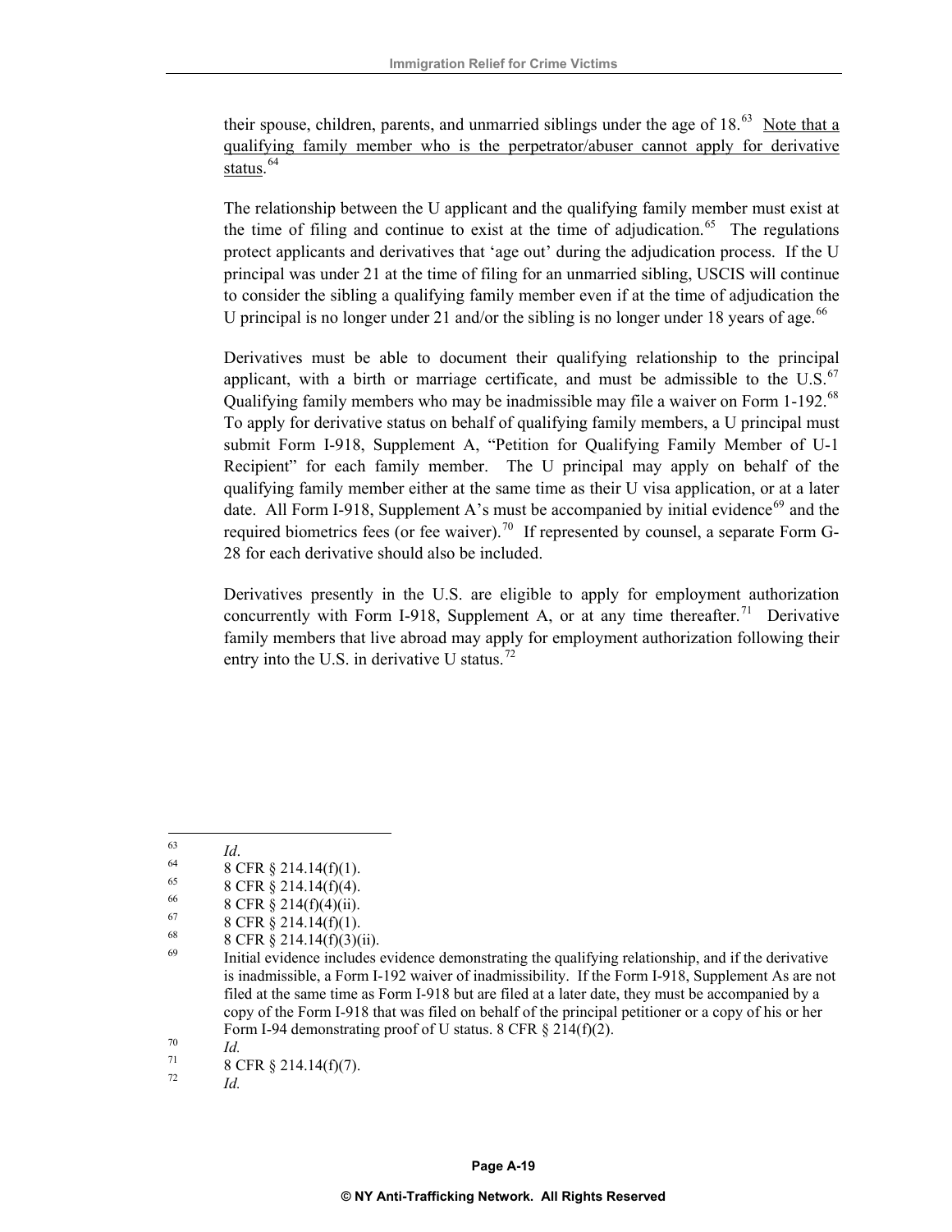their spouse, children, parents, and unmarried siblings under the age of 18.[63] <u>Note that a qualifying family member who is the perpetrator/abuser cannot apply for derivative status.</u>[64]

The relationship between the U applicant and the qualifying family member must exist at the time of filing and continue to exist at the time of adjudication.[65] The regulations protect applicants and derivatives that 'age out' during the adjudication process. If the U principal was under 21 at the time of filing for an unmarried sibling, USCIS will continue to consider the sibling a qualifying family member even if at the time of adjudication the U principal is no longer under 21 and/or the sibling is no longer under 18 years of age.[66]

Derivatives must be able to document their qualifying relationship to the principal applicant, with a birth or marriage certificate, and must be admissible to the U.S.[67] Qualifying family members who may be inadmissible may file a waiver on Form 1-192.[68] To apply for derivative status on behalf of qualifying family members, a U principal must submit Form I-918, Supplement A, "Petition for Qualifying Family Member of U-1 Recipient" for each family member. The U principal may apply on behalf of the qualifying family member either at the same time as their U visa application, or at a later date. All Form I-918, Supplement A's must be accompanied by initial evidence[69] and the required biometrics fees (or fee waiver).[70] If represented by counsel, a separate Form G-28 for each derivative should also be included.

Derivatives presently in the U.S. are eligible to apply for employment authorization concurrently with Form I-918, Supplement A, or at any time thereafter.[71] Derivative family members that live abroad may apply for employment authorization following their entry into the U.S. in derivative U status.[72]

---

[63] *Id*.

[64] 8 CFR § 214.14(f)(1).

[65] 8 CFR § 214.14(f)(4).

[66] 8 CFR § 214(f)(4)(ii).

[67] 8 CFR § 214.14(f)(1).

[68] 8 CFR § 214.14(f)(3)(ii).

[69] Initial evidence includes evidence demonstrating the qualifying relationship, and if the derivative is inadmissible, a Form I-192 waiver of inadmissibility. If the Form I-918, Supplement As are not filed at the same time as Form I-918 but are filed at a later date, they must be accompanied by a copy of the Form I-918 that was filed on behalf of the principal petitioner or a copy of his or her Form I-94 demonstrating proof of U status. 8 CFR § 214(f)(2).

[70] *Id.*

[71] 8 CFR § 214.14(f)(7).

[72] *Id.*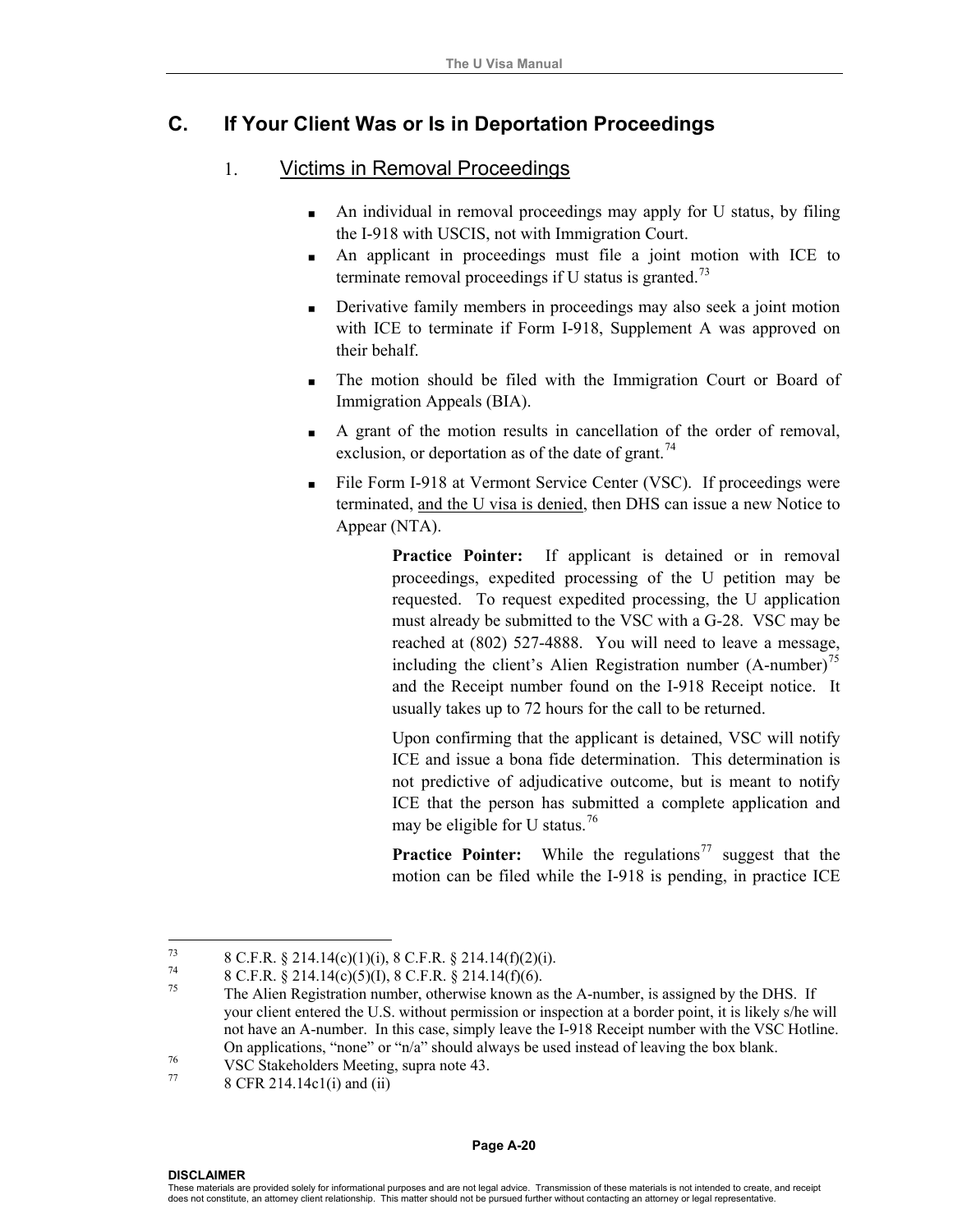## C. If Your Client Was or Is in Deportation Proceedings

### 1. Victims in Removal Proceedings

- An individual in removal proceedings may apply for U status, by filing the I-918 with USCIS, not with Immigration Court.
- An applicant in proceedings must file a joint motion with ICE to terminate removal proceedings if U status is granted.[73]
- Derivative family members in proceedings may also seek a joint motion with ICE to terminate if Form I-918, Supplement A was approved on their behalf.
- The motion should be filed with the Immigration Court or Board of Immigration Appeals (BIA).
- A grant of the motion results in cancellation of the order of removal, exclusion, or deportation as of the date of grant.[74]
- File Form I-918 at Vermont Service Center (VSC). If proceedings were terminated, <u>and the U visa is denied</u>, then DHS can issue a new Notice to Appear (NTA).

> **Practice Pointer:** If applicant is detained or in removal proceedings, expedited processing of the U petition may be requested. To request expedited processing, the U application must already be submitted to the VSC with a G-28. VSC may be reached at (802) 527-4888. You will need to leave a message, including the client's Alien Registration number (A-number)[75] and the Receipt number found on the I-918 Receipt notice. It usually takes up to 72 hours for the call to be returned.
>
> Upon confirming that the applicant is detained, VSC will notify ICE and issue a bona fide determination. This determination is not predictive of adjudicative outcome, but is meant to notify ICE that the person has submitted a complete application and may be eligible for U status.[76]
>
> **Practice Pointer:** While the regulations[77] suggest that the motion can be filed while the I-918 is pending, in practice ICE

---

[73] 8 C.F.R. § 214.14(c)(1)(i), 8 C.F.R. § 214.14(f)(2)(i).

[74] 8 C.F.R. § 214.14(c)(5)(I), 8 C.F.R. § 214.14(f)(6).

[75] The Alien Registration number, otherwise known as the A-number, is assigned by the DHS. If your client entered the U.S. without permission or inspection at a border point, it is likely s/he will not have an A-number. In this case, simply leave the I-918 Receipt number with the VSC Hotline. On applications, "none" or "n/a" should always be used instead of leaving the box blank.

[76] VSC Stakeholders Meeting, supra note 43.

[77] 8 CFR 214.14c1(i) and (ii)

**DISCLAIMER**
These materials are provided solely for informational purposes and are not legal advice. Transmission of these materials is not intended to create, and receipt does not constitute, an attorney client relationship. This matter should not be pursued further without contacting an attorney or legal representative.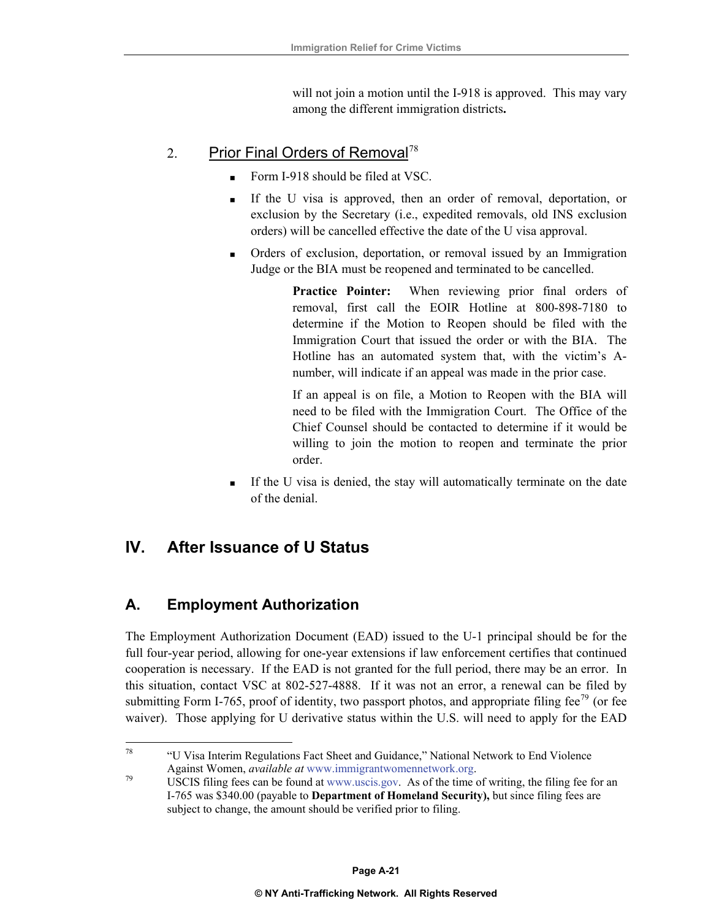will not join a motion until the I-918 is approved. This may vary among the different immigration districts**.**

### 2. Prior Final Orders of Removal[78]

- Form I-918 should be filed at VSC.
- If the U visa is approved, then an order of removal, deportation, or exclusion by the Secretary (i.e., expedited removals, old INS exclusion orders) will be cancelled effective the date of the U visa approval.
- Orders of exclusion, deportation, or removal issued by an Immigration Judge or the BIA must be reopened and terminated to be cancelled.

  **Practice Pointer:** When reviewing prior final orders of removal, first call the EOIR Hotline at 800-898-7180 to determine if the Motion to Reopen should be filed with the Immigration Court that issued the order or with the BIA. The Hotline has an automated system that, with the victim's A-number, will indicate if an appeal was made in the prior case.

  If an appeal is on file, a Motion to Reopen with the BIA will need to be filed with the Immigration Court. The Office of the Chief Counsel should be contacted to determine if it would be willing to join the motion to reopen and terminate the prior order.

- If the U visa is denied, the stay will automatically terminate on the date of the denial.

# IV. After Issuance of U Status

## A. Employment Authorization

The Employment Authorization Document (EAD) issued to the U-1 principal should be for the full four-year period, allowing for one-year extensions if law enforcement certifies that continued cooperation is necessary. If the EAD is not granted for the full period, there may be an error. In this situation, contact VSC at 802-527-4888. If it was not an error, a renewal can be filed by submitting Form I-765, proof of identity, two passport photos, and appropriate filing fee[79] (or fee waiver). Those applying for U derivative status within the U.S. will need to apply for the EAD

---

[78] "U Visa Interim Regulations Fact Sheet and Guidance," National Network to End Violence Against Women, *available at* www.immigrantwomennetwork.org.

[79] USCIS filing fees can be found at www.uscis.gov. As of the time of writing, the filing fee for an I-765 was $340.00 (payable to **Department of Homeland Security),** but since filing fees are subject to change, the amount should be verified prior to filing.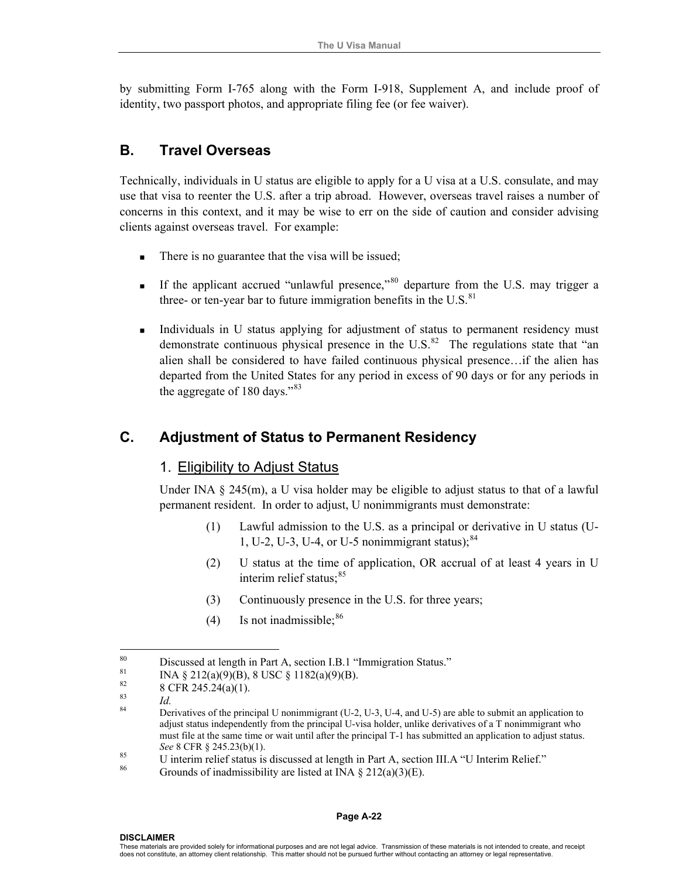by submitting Form I-765 along with the Form I-918, Supplement A, and include proof of identity, two passport photos, and appropriate filing fee (or fee waiver).

## B. Travel Overseas

Technically, individuals in U status are eligible to apply for a U visa at a U.S. consulate, and may use that visa to reenter the U.S. after a trip abroad. However, overseas travel raises a number of concerns in this context, and it may be wise to err on the side of caution and consider advising clients against overseas travel. For example:

- There is no guarantee that the visa will be issued;
- If the applicant accrued "unlawful presence,"[80] departure from the U.S. may trigger a three- or ten-year bar to future immigration benefits in the U.S.[81]
- Individuals in U status applying for adjustment of status to permanent residency must demonstrate continuous physical presence in the U.S.[82] The regulations state that "an alien shall be considered to have failed continuous physical presence…if the alien has departed from the United States for any period in excess of 90 days or for any periods in the aggregate of 180 days."[83]

## C. Adjustment of Status to Permanent Residency

### 1. Eligibility to Adjust Status

Under INA § 245(m), a U visa holder may be eligible to adjust status to that of a lawful permanent resident. In order to adjust, U nonimmigrants must demonstrate:

(1) Lawful admission to the U.S. as a principal or derivative in U status (U-1, U-2, U-3, U-4, or U-5 nonimmigrant status);[84]

(2) U status at the time of application, OR accrual of at least 4 years in U interim relief status;[85]

(3) Continuously presence in the U.S. for three years;

(4) Is not inadmissible;[86]

---

[80] Discussed at length in Part A, section I.B.1 "Immigration Status."

[81] INA § 212(a)(9)(B), 8 USC § 1182(a)(9)(B).

[82] 8 CFR 245.24(a)(1).

[83] *Id.*

[84] Derivatives of the principal U nonimmigrant (U-2, U-3, U-4, and U-5) are able to submit an application to adjust status independently from the principal U-visa holder, unlike derivatives of a T nonimmigrant who must file at the same time or wait until after the principal T-1 has submitted an application to adjust status. *See* 8 CFR § 245.23(b)(1).

[85] U interim relief status is discussed at length in Part A, section III.A "U Interim Relief."

[86] Grounds of inadmissibility are listed at INA § 212(a)(3)(E).

**DISCLAIMER**
These materials are provided solely for informational purposes and are not legal advice. Transmission of these materials is not intended to create, and receipt does not constitute, an attorney client relationship. This matter should not be pursued further without contacting an attorney or legal representative.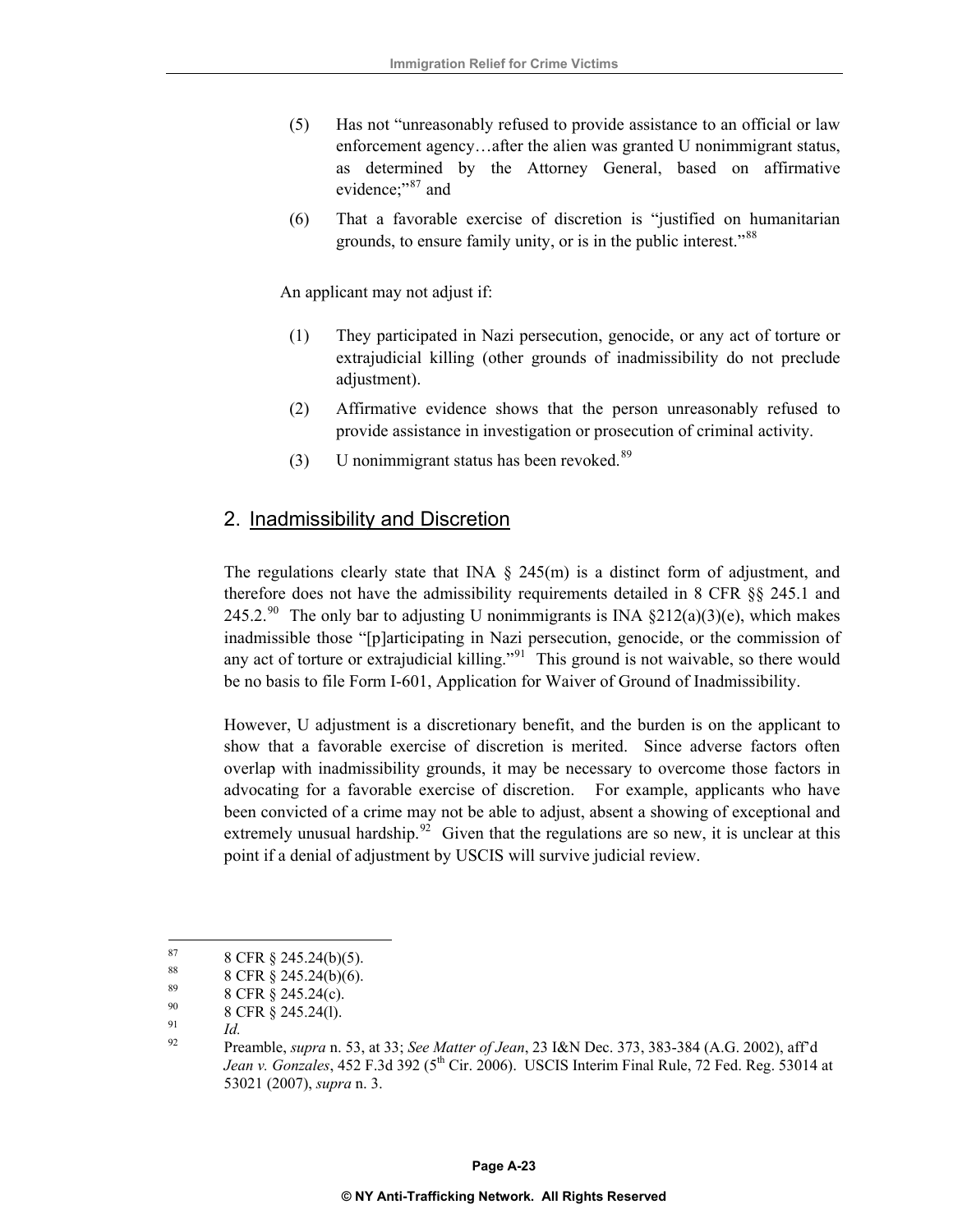(5) Has not "unreasonably refused to provide assistance to an official or law enforcement agency…after the alien was granted U nonimmigrant status, as determined by the Attorney General, based on affirmative evidence;"[87] and

(6) That a favorable exercise of discretion is "justified on humanitarian grounds, to ensure family unity, or is in the public interest."[88]

An applicant may not adjust if:

(1) They participated in Nazi persecution, genocide, or any act of torture or extrajudicial killing (other grounds of inadmissibility do not preclude adjustment).

(2) Affirmative evidence shows that the person unreasonably refused to provide assistance in investigation or prosecution of criminal activity.

(3) U nonimmigrant status has been revoked.[89]

## 2. Inadmissibility and Discretion

The regulations clearly state that INA § 245(m) is a distinct form of adjustment, and therefore does not have the admissibility requirements detailed in 8 CFR §§ 245.1 and 245.2.[90] The only bar to adjusting U nonimmigrants is INA §212(a)(3)(e), which makes inadmissible those "[p]articipating in Nazi persecution, genocide, or the commission of any act of torture or extrajudicial killing."[91] This ground is not waivable, so there would be no basis to file Form I-601, Application for Waiver of Ground of Inadmissibility.

However, U adjustment is a discretionary benefit, and the burden is on the applicant to show that a favorable exercise of discretion is merited. Since adverse factors often overlap with inadmissibility grounds, it may be necessary to overcome those factors in advocating for a favorable exercise of discretion. For example, applicants who have been convicted of a crime may not be able to adjust, absent a showing of exceptional and extremely unusual hardship.[92] Given that the regulations are so new, it is unclear at this point if a denial of adjustment by USCIS will survive judicial review.

---

[87] 8 CFR § 245.24(b)(5).

[88] 8 CFR § 245.24(b)(6).

[89] 8 CFR § 245.24(c).

[90] 8 CFR § 245.24(l).

[91] *Id.*

[92] Preamble, *supra* n. 53, at 33; *See Matter of Jean*, 23 I&N Dec. 373, 383-384 (A.G. 2002), aff'd *Jean v. Gonzales*, 452 F.3d 392 (5th Cir. 2006). USCIS Interim Final Rule, 72 Fed. Reg. 53014 at 53021 (2007), *supra* n. 3.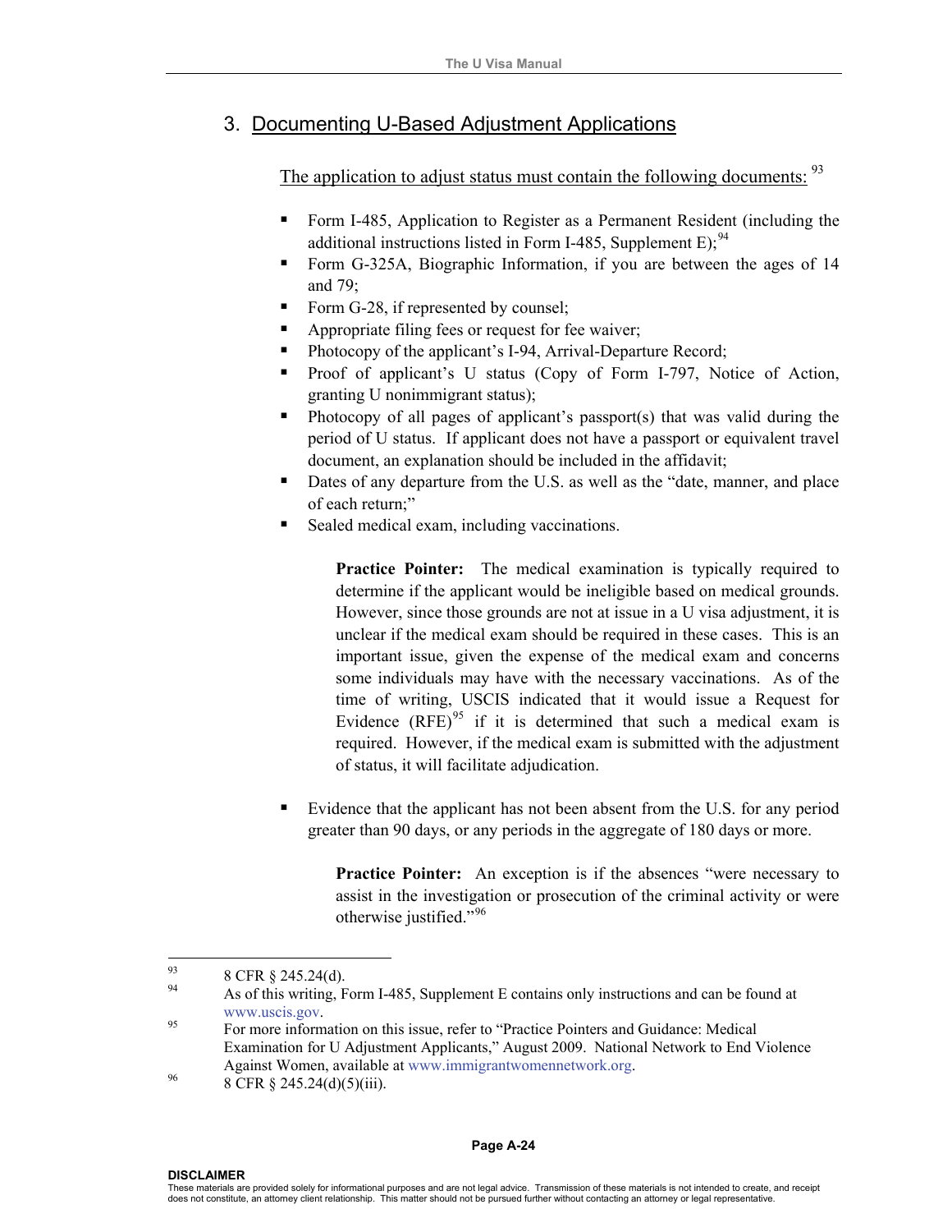### 3. Documenting U-Based Adjustment Applications

The application to adjust status must contain the following documents: [93]

- Form I-485, Application to Register as a Permanent Resident (including the additional instructions listed in Form I-485, Supplement E);[94]
- Form G-325A, Biographic Information, if you are between the ages of 14 and 79;
- Form G-28, if represented by counsel;
- Appropriate filing fees or request for fee waiver;
- Photocopy of the applicant's I-94, Arrival-Departure Record;
- Proof of applicant's U status (Copy of Form I-797, Notice of Action, granting U nonimmigrant status);
- Photocopy of all pages of applicant's passport(s) that was valid during the period of U status. If applicant does not have a passport or equivalent travel document, an explanation should be included in the affidavit;
- Dates of any departure from the U.S. as well as the "date, manner, and place of each return;"
- Sealed medical exam, including vaccinations.

> **Practice Pointer:** The medical examination is typically required to determine if the applicant would be ineligible based on medical grounds. However, since those grounds are not at issue in a U visa adjustment, it is unclear if the medical exam should be required in these cases. This is an important issue, given the expense of the medical exam and concerns some individuals may have with the necessary vaccinations. As of the time of writing, USCIS indicated that it would issue a Request for Evidence (RFE)[95] if it is determined that such a medical exam is required. However, if the medical exam is submitted with the adjustment of status, it will facilitate adjudication.

- Evidence that the applicant has not been absent from the U.S. for any period greater than 90 days, or any periods in the aggregate of 180 days or more.

> **Practice Pointer:** An exception is if the absences "were necessary to assist in the investigation or prosecution of the criminal activity or were otherwise justified."[96]

---

[93] 8 CFR § 245.24(d).

[94] As of this writing, Form I-485, Supplement E contains only instructions and can be found at www.uscis.gov.

[95] For more information on this issue, refer to "Practice Pointers and Guidance: Medical Examination for U Adjustment Applicants," August 2009. National Network to End Violence Against Women, available at www.immigrantwomennetwork.org.

[96] 8 CFR § 245.24(d)(5)(iii).

**DISCLAIMER**
These materials are provided solely for informational purposes and are not legal advice. Transmission of these materials is not intended to create, and receipt does not constitute, an attorney client relationship. This matter should not be pursued further without contacting an attorney or legal representative.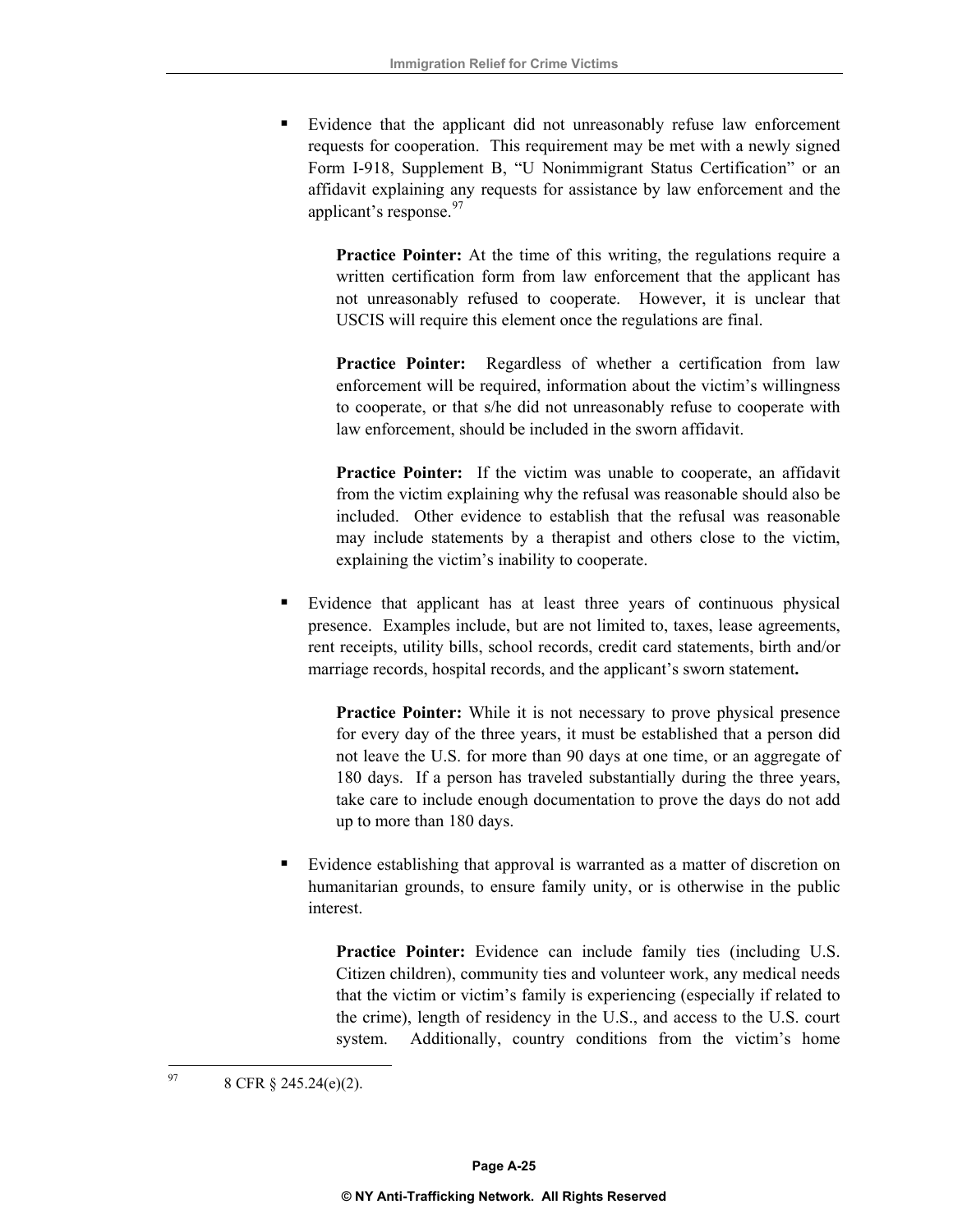- Evidence that the applicant did not unreasonably refuse law enforcement requests for cooperation. This requirement may be met with a newly signed Form I-918, Supplement B, "U Nonimmigrant Status Certification" or an affidavit explaining any requests for assistance by law enforcement and the applicant's response.[97]

  **Practice Pointer:** At the time of this writing, the regulations require a written certification form from law enforcement that the applicant has not unreasonably refused to cooperate. However, it is unclear that USCIS will require this element once the regulations are final.

  **Practice Pointer:** Regardless of whether a certification from law enforcement will be required, information about the victim's willingness to cooperate, or that s/he did not unreasonably refuse to cooperate with law enforcement, should be included in the sworn affidavit.

  **Practice Pointer:** If the victim was unable to cooperate, an affidavit from the victim explaining why the refusal was reasonable should also be included. Other evidence to establish that the refusal was reasonable may include statements by a therapist and others close to the victim, explaining the victim's inability to cooperate.

- Evidence that applicant has at least three years of continuous physical presence. Examples include, but are not limited to, taxes, lease agreements, rent receipts, utility bills, school records, credit card statements, birth and/or marriage records, hospital records, and the applicant's sworn statement**.**

  **Practice Pointer:** While it is not necessary to prove physical presence for every day of the three years, it must be established that a person did not leave the U.S. for more than 90 days at one time, or an aggregate of 180 days. If a person has traveled substantially during the three years, take care to include enough documentation to prove the days do not add up to more than 180 days.

- Evidence establishing that approval is warranted as a matter of discretion on humanitarian grounds, to ensure family unity, or is otherwise in the public interest.

  **Practice Pointer:** Evidence can include family ties (including U.S. Citizen children), community ties and volunteer work, any medical needs that the victim or victim's family is experiencing (especially if related to the crime), length of residency in the U.S., and access to the U.S. court system. Additionally, country conditions from the victim's home

---

[97] 8 CFR § 245.24(e)(2).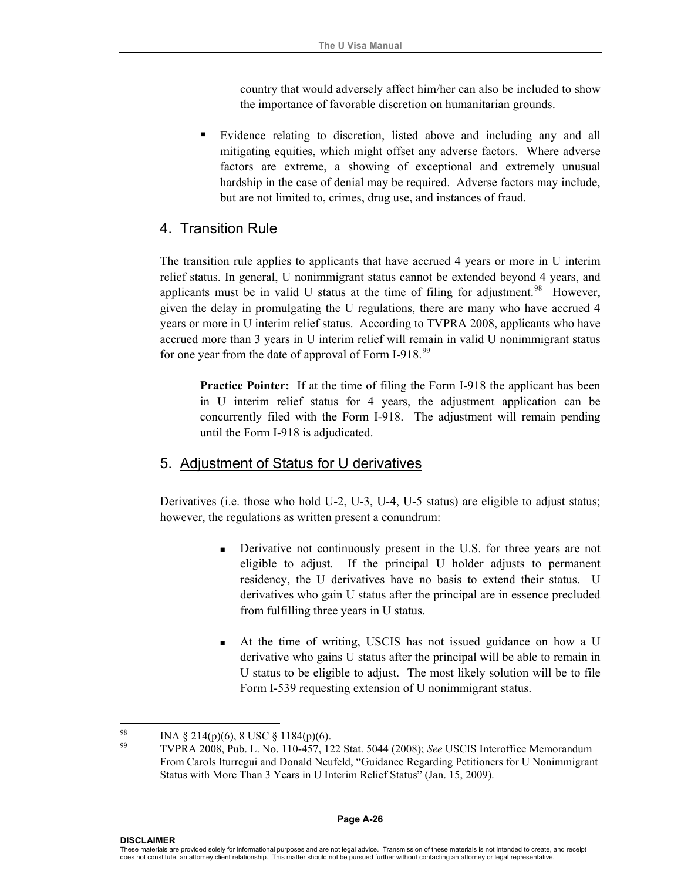country that would adversely affect him/her can also be included to show the importance of favorable discretion on humanitarian grounds.

- Evidence relating to discretion, listed above and including any and all mitigating equities, which might offset any adverse factors. Where adverse factors are extreme, a showing of exceptional and extremely unusual hardship in the case of denial may be required. Adverse factors may include, but are not limited to, crimes, drug use, and instances of fraud.

## 4. Transition Rule

The transition rule applies to applicants that have accrued 4 years or more in U interim relief status. In general, U nonimmigrant status cannot be extended beyond 4 years, and applicants must be in valid U status at the time of filing for adjustment.[98] However, given the delay in promulgating the U regulations, there are many who have accrued 4 years or more in U interim relief status. According to TVPRA 2008, applicants who have accrued more than 3 years in U interim relief will remain in valid U nonimmigrant status for one year from the date of approval of Form I-918.[99]

> **Practice Pointer:** If at the time of filing the Form I-918 the applicant has been in U interim relief status for 4 years, the adjustment application can be concurrently filed with the Form I-918. The adjustment will remain pending until the Form I-918 is adjudicated.

## 5. Adjustment of Status for U derivatives

Derivatives (i.e. those who hold U-2, U-3, U-4, U-5 status) are eligible to adjust status; however, the regulations as written present a conundrum:

- Derivative not continuously present in the U.S. for three years are not eligible to adjust. If the principal U holder adjusts to permanent residency, the U derivatives have no basis to extend their status. U derivatives who gain U status after the principal are in essence precluded from fulfilling three years in U status.

- At the time of writing, USCIS has not issued guidance on how a U derivative who gains U status after the principal will be able to remain in U status to be eligible to adjust. The most likely solution will be to file Form I-539 requesting extension of U nonimmigrant status.

---

[98] INA § 214(p)(6), 8 USC § 1184(p)(6).

[99] TVPRA 2008, Pub. L. No. 110-457, 122 Stat. 5044 (2008); *See* USCIS Interoffice Memorandum From Carols Iturregui and Donald Neufeld, "Guidance Regarding Petitioners for U Nonimmigrant Status with More Than 3 Years in U Interim Relief Status" (Jan. 15, 2009).

**DISCLAIMER**
These materials are provided solely for informational purposes and are not legal advice. Transmission of these materials is not intended to create, and receipt does not constitute, an attorney client relationship. This matter should not be pursued further without contacting an attorney or legal representative.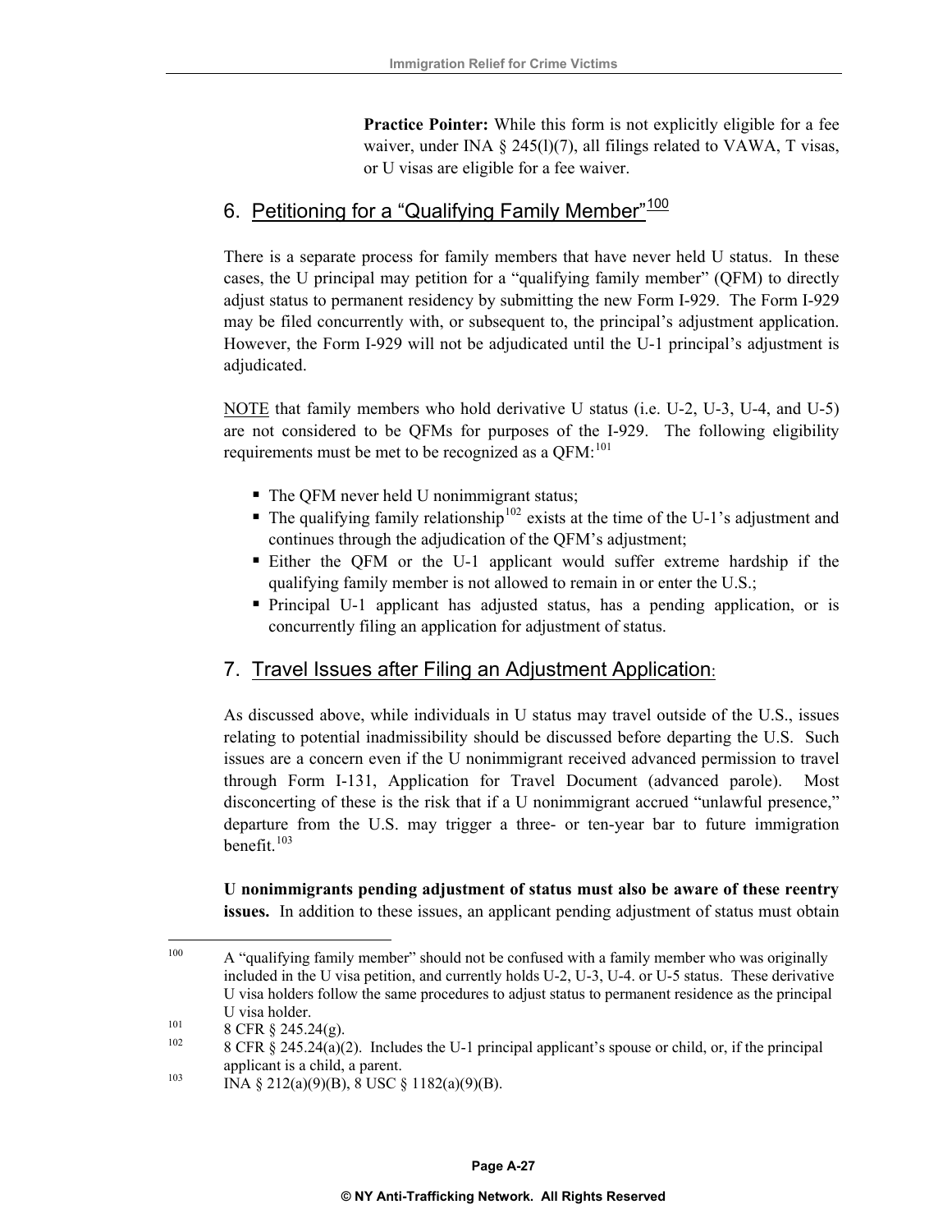**Practice Pointer:** While this form is not explicitly eligible for a fee waiver, under INA § 245(l)(7), all filings related to VAWA, T visas, or U visas are eligible for a fee waiver.

## 6. Petitioning for a "Qualifying Family Member"[100]

There is a separate process for family members that have never held U status. In these cases, the U principal may petition for a "qualifying family member" (QFM) to directly adjust status to permanent residency by submitting the new Form I-929. The Form I-929 may be filed concurrently with, or subsequent to, the principal's adjustment application. However, the Form I-929 will not be adjudicated until the U-1 principal's adjustment is adjudicated.

NOTE that family members who hold derivative U status (i.e. U-2, U-3, U-4, and U-5) are not considered to be QFMs for purposes of the I-929. The following eligibility requirements must be met to be recognized as a QFM:[101]

- The QFM never held U nonimmigrant status;
- The qualifying family relationship[102] exists at the time of the U-1's adjustment and continues through the adjudication of the QFM's adjustment;
- Either the QFM or the U-1 applicant would suffer extreme hardship if the qualifying family member is not allowed to remain in or enter the U.S.;
- Principal U-1 applicant has adjusted status, has a pending application, or is concurrently filing an application for adjustment of status.

## 7. Travel Issues after Filing an Adjustment Application:

As discussed above, while individuals in U status may travel outside of the U.S., issues relating to potential inadmissibility should be discussed before departing the U.S. Such issues are a concern even if the U nonimmigrant received advanced permission to travel through Form I-131, Application for Travel Document (advanced parole). Most disconcerting of these is the risk that if a U nonimmigrant accrued "unlawful presence," departure from the U.S. may trigger a three- or ten-year bar to future immigration benefit.[103]

**U nonimmigrants pending adjustment of status must also be aware of these reentry issues.** In addition to these issues, an applicant pending adjustment of status must obtain

---

[100] A "qualifying family member" should not be confused with a family member who was originally included in the U visa petition, and currently holds U-2, U-3, U-4. or U-5 status. These derivative U visa holders follow the same procedures to adjust status to permanent residence as the principal U visa holder.

[101] 8 CFR § 245.24(g).

[102] 8 CFR § 245.24(a)(2). Includes the U-1 principal applicant's spouse or child, or, if the principal applicant is a child, a parent.

[103] INA § 212(a)(9)(B), 8 USC § 1182(a)(9)(B).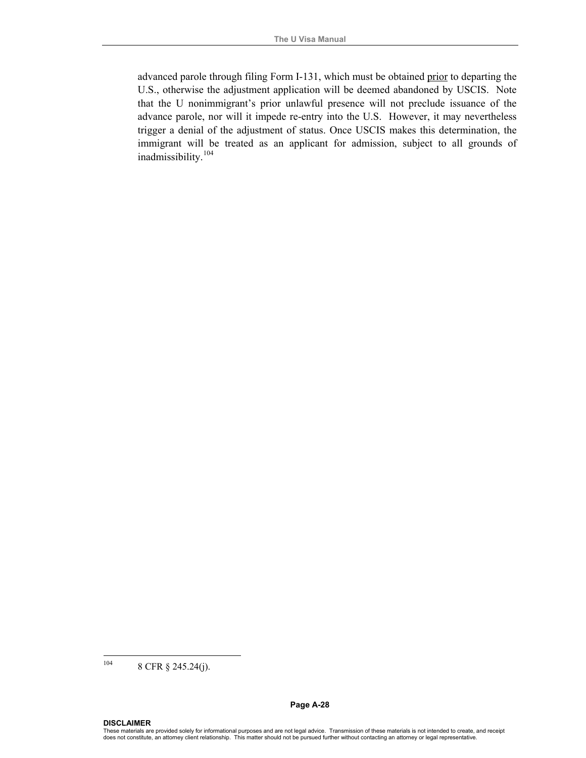advanced parole through filing Form I-131, which must be obtained <u>prior</u> to departing the U.S., otherwise the adjustment application will be deemed abandoned by USCIS. Note that the U nonimmigrant's prior unlawful presence will not preclude issuance of the advance parole, nor will it impede re-entry into the U.S. However, it may nevertheless trigger a denial of the adjustment of status. Once USCIS makes this determination, the immigrant will be treated as an applicant for admission, subject to all grounds of inadmissibility.[104]

---

[104] 8 CFR § 245.24(j).

**DISCLAIMER**
These materials are provided solely for informational purposes and are not legal advice. Transmission of these materials is not intended to create, and receipt does not constitute, an attorney client relationship. This matter should not be pursued further without contacting an attorney or legal representative.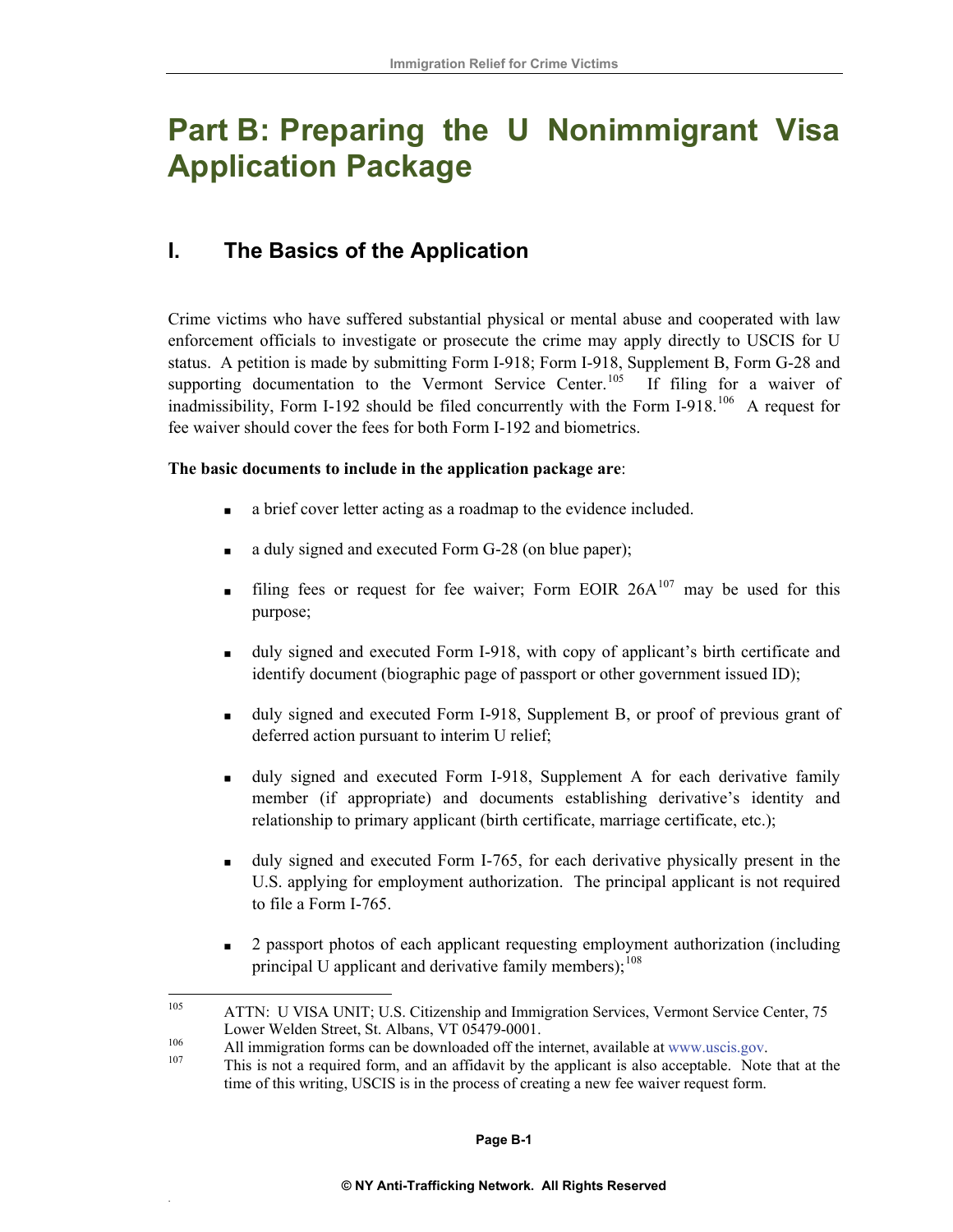# Part B: Preparing the U Nonimmigrant Visa Application Package

## I. The Basics of the Application

Crime victims who have suffered substantial physical or mental abuse and cooperated with law enforcement officials to investigate or prosecute the crime may apply directly to USCIS for U status. A petition is made by submitting Form I-918; Form I-918, Supplement B, Form G-28 and supporting documentation to the Vermont Service Center.[105] If filing for a waiver of inadmissibility, Form I-192 should be filed concurrently with the Form I-918.[106] A request for fee waiver should cover the fees for both Form I-192 and biometrics.

**The basic documents to include in the application package are**:

- a brief cover letter acting as a roadmap to the evidence included.
- a duly signed and executed Form G-28 (on blue paper);
- filing fees or request for fee waiver; Form EOIR 26A[107] may be used for this purpose;
- duly signed and executed Form I-918, with copy of applicant's birth certificate and identify document (biographic page of passport or other government issued ID);
- duly signed and executed Form I-918, Supplement B, or proof of previous grant of deferred action pursuant to interim U relief;
- duly signed and executed Form I-918, Supplement A for each derivative family member (if appropriate) and documents establishing derivative's identity and relationship to primary applicant (birth certificate, marriage certificate, etc.);
- duly signed and executed Form I-765, for each derivative physically present in the U.S. applying for employment authorization. The principal applicant is not required to file a Form I-765.
- 2 passport photos of each applicant requesting employment authorization (including principal U applicant and derivative family members);[108]

---

[105] ATTN: U VISA UNIT; U.S. Citizenship and Immigration Services, Vermont Service Center, 75 Lower Welden Street, St. Albans, VT 05479-0001.

[106] All immigration forms can be downloaded off the internet, available at www.uscis.gov.

[107] This is not a required form, and an affidavit by the applicant is also acceptable. Note that at the time of this writing, USCIS is in the process of creating a new fee waiver request form.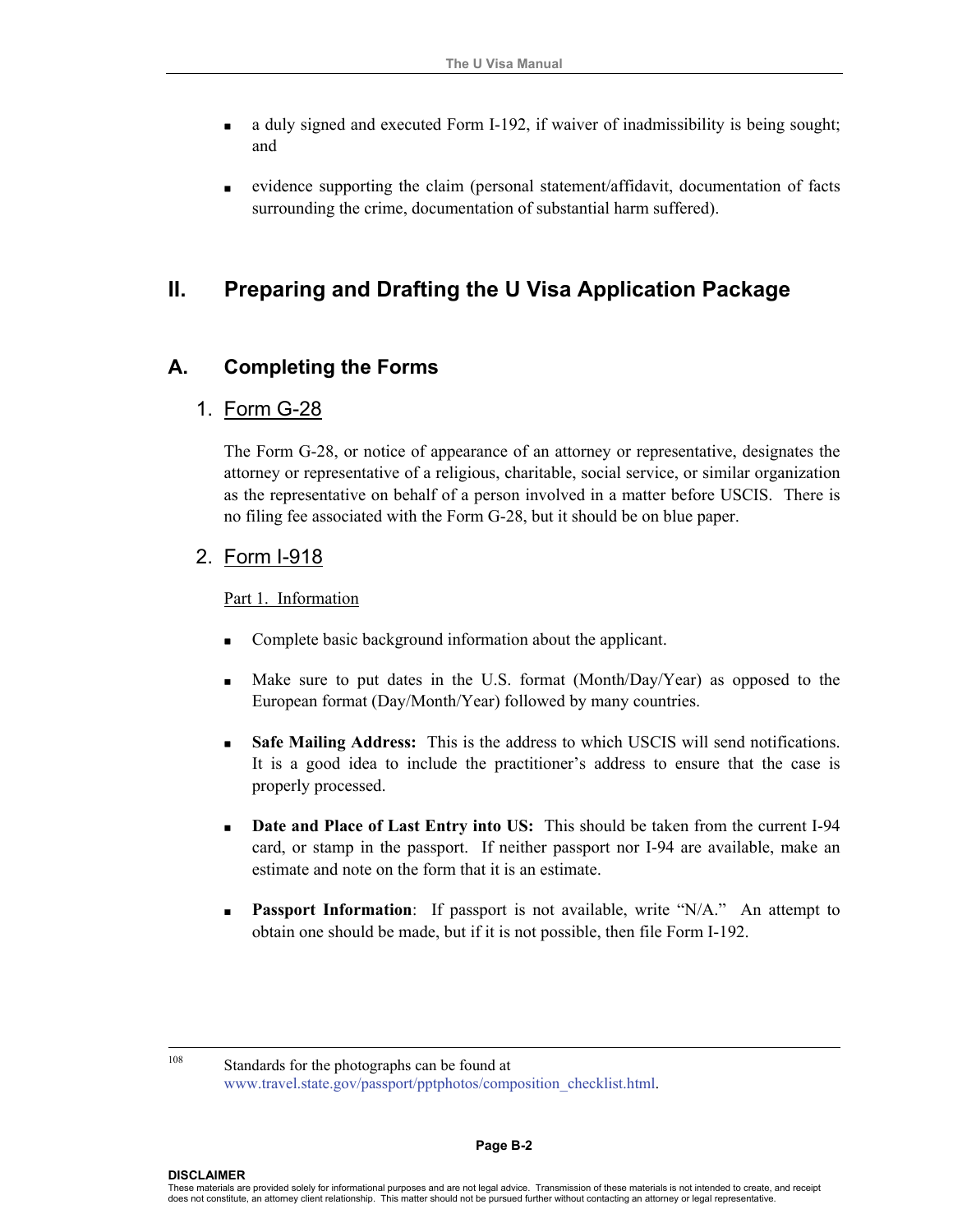- a duly signed and executed Form I-192, if waiver of inadmissibility is being sought; and

- evidence supporting the claim (personal statement/affidavit, documentation of facts surrounding the crime, documentation of substantial harm suffered).

## II. Preparing and Drafting the U Visa Application Package

### A. Completing the Forms

#### 1. Form G-28

The Form G-28, or notice of appearance of an attorney or representative, designates the attorney or representative of a religious, charitable, social service, or similar organization as the representative on behalf of a person involved in a matter before USCIS. There is no filing fee associated with the Form G-28, but it should be on blue paper.

#### 2. Form I-918

Part 1. Information

- Complete basic background information about the applicant.

- Make sure to put dates in the U.S. format (Month/Day/Year) as opposed to the European format (Day/Month/Year) followed by many countries.

- **Safe Mailing Address:** This is the address to which USCIS will send notifications. It is a good idea to include the practitioner's address to ensure that the case is properly processed.

- **Date and Place of Last Entry into US:** This should be taken from the current I-94 card, or stamp in the passport. If neither passport nor I-94 are available, make an estimate and note on the form that it is an estimate.

- **Passport Information**: If passport is not available, write "N/A." An attempt to obtain one should be made, but if it is not possible, then file Form I-192.

---

[108] Standards for the photographs can be found at www.travel.state.gov/passport/pptphotos/composition_checklist.html.

**DISCLAIMER**
These materials are provided solely for informational purposes and are not legal advice. Transmission of these materials is not intended to create, and receipt does not constitute, an attorney client relationship. This matter should not be pursued further without contacting an attorney or legal representative.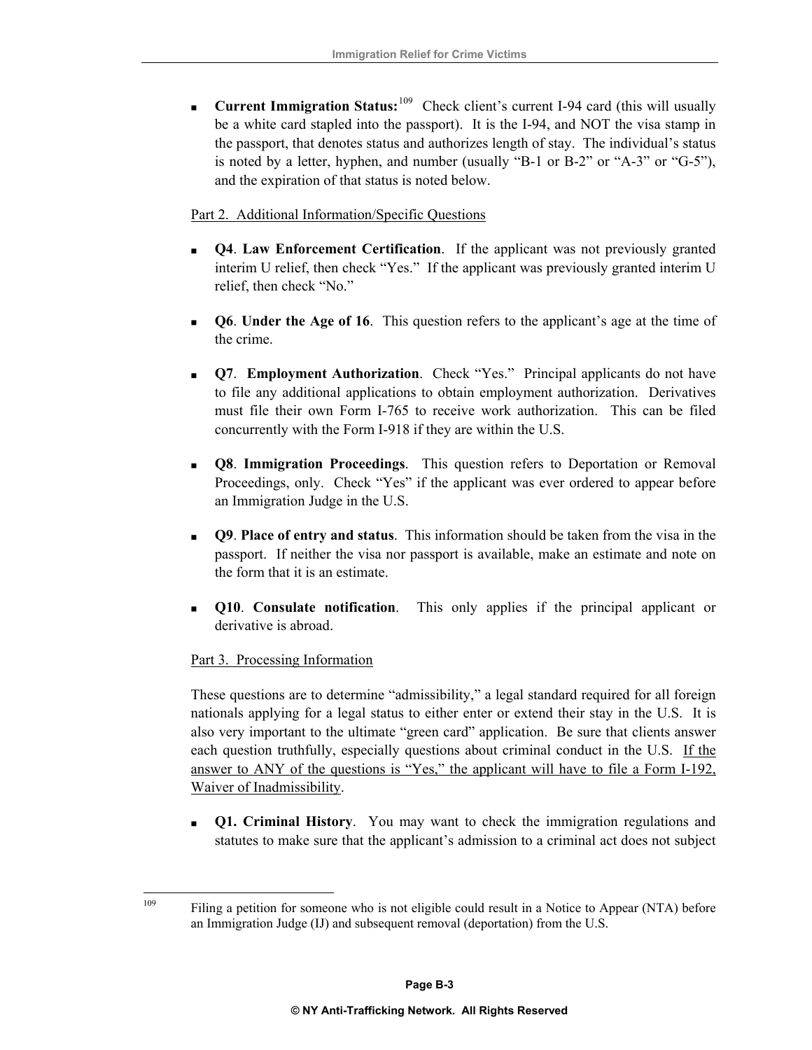- **Current Immigration Status:**[109] Check client's current I-94 card (this will usually be a white card stapled into the passport). It is the I-94, and NOT the visa stamp in the passport, that denotes status and authorizes length of stay. The individual's status is noted by a letter, hyphen, and number (usually "B-1 or B-2" or "A-3" or "G-5"), and the expiration of that status is noted below.

<u>Part 2. Additional Information/Specific Questions</u>

- **Q4**. **Law Enforcement Certification**. If the applicant was not previously granted interim U relief, then check "Yes." If the applicant was previously granted interim U relief, then check "No."

- **Q6**. **Under the Age of 16**. This question refers to the applicant's age at the time of the crime.

- **Q7**. **Employment Authorization**. Check "Yes." Principal applicants do not have to file any additional applications to obtain employment authorization. Derivatives must file their own Form I-765 to receive work authorization. This can be filed concurrently with the Form I-918 if they are within the U.S.

- **Q8**. **Immigration Proceedings**. This question refers to Deportation or Removal Proceedings, only. Check "Yes" if the applicant was ever ordered to appear before an Immigration Judge in the U.S.

- **Q9**. **Place of entry and status**. This information should be taken from the visa in the passport. If neither the visa nor passport is available, make an estimate and note on the form that it is an estimate.

- **Q10**. **Consulate notification**. This only applies if the principal applicant or derivative is abroad.

<u>Part 3. Processing Information</u>

These questions are to determine "admissibility," a legal standard required for all foreign nationals applying for a legal status to either enter or extend their stay in the U.S. It is also very important to the ultimate "green card" application. Be sure that clients answer each question truthfully, especially questions about criminal conduct in the U.S. <u>If the answer to ANY of the questions is "Yes," the applicant will have to file a Form I-192, Waiver of Inadmissibility</u>.

- **Q1. Criminal History**. You may want to check the immigration regulations and statutes to make sure that the applicant's admission to a criminal act does not subject

---

[109] Filing a petition for someone who is not eligible could result in a Notice to Appear (NTA) before an Immigration Judge (IJ) and subsequent removal (deportation) from the U.S.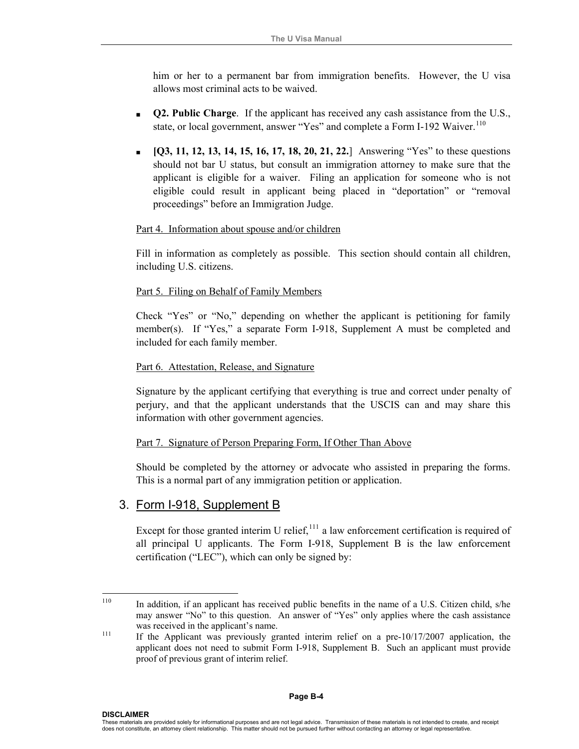him or her to a permanent bar from immigration benefits. However, the U visa allows most criminal acts to be waived.

- **Q2. Public Charge**. If the applicant has received any cash assistance from the U.S., state, or local government, answer "Yes" and complete a Form I-192 Waiver.[110]

- **[Q3, 11, 12, 13, 14, 15, 16, 17, 18, 20, 21, 22.]** Answering "Yes" to these questions should not bar U status, but consult an immigration attorney to make sure that the applicant is eligible for a waiver. Filing an application for someone who is not eligible could result in applicant being placed in "deportation" or "removal proceedings" before an Immigration Judge.

<u>Part 4. Information about spouse and/or children</u>

Fill in information as completely as possible. This section should contain all children, including U.S. citizens.

<u>Part 5. Filing on Behalf of Family Members</u>

Check "Yes" or "No," depending on whether the applicant is petitioning for family member(s). If "Yes," a separate Form I-918, Supplement A must be completed and included for each family member.

<u>Part 6. Attestation, Release, and Signature</u>

Signature by the applicant certifying that everything is true and correct under penalty of perjury, and that the applicant understands that the USCIS can and may share this information with other government agencies.

<u>Part 7. Signature of Person Preparing Form, If Other Than Above</u>

Should be completed by the attorney or advocate who assisted in preparing the forms. This is a normal part of any immigration petition or application.

## 3. Form I-918, Supplement B

Except for those granted interim U relief,[111] a law enforcement certification is required of all principal U applicants. The Form I-918, Supplement B is the law enforcement certification ("LEC"), which can only be signed by:

---

[110] In addition, if an applicant has received public benefits in the name of a U.S. Citizen child, s/he may answer "No" to this question. An answer of "Yes" only applies where the cash assistance was received in the applicant's name.

[111] If the Applicant was previously granted interim relief on a pre-10/17/2007 application, the applicant does not need to submit Form I-918, Supplement B. Such an applicant must provide proof of previous grant of interim relief.

**DISCLAIMER**
These materials are provided solely for informational purposes and are not legal advice. Transmission of these materials is not intended to create, and receipt does not constitute, an attorney client relationship. This matter should not be pursued further without contacting an attorney or legal representative.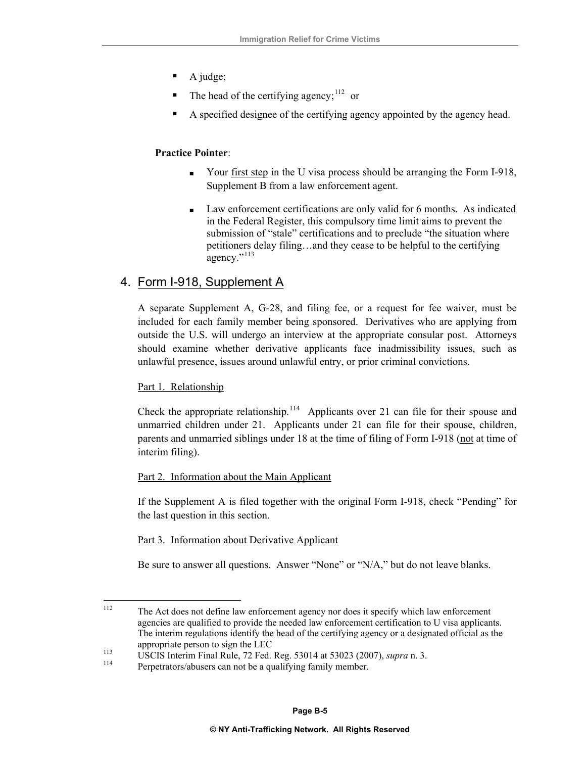- A judge;
- The head of the certifying agency;[112] or
- A specified designee of the certifying agency appointed by the agency head.

**Practice Pointer**:

- Your first step in the U visa process should be arranging the Form I-918, Supplement B from a law enforcement agent.
- Law enforcement certifications are only valid for 6 months. As indicated in the Federal Register, this compulsory time limit aims to prevent the submission of "stale" certifications and to preclude "the situation where petitioners delay filing…and they cease to be helpful to the certifying agency."[113]

## 4. Form I-918, Supplement A

A separate Supplement A, G-28, and filing fee, or a request for fee waiver, must be included for each family member being sponsored. Derivatives who are applying from outside the U.S. will undergo an interview at the appropriate consular post. Attorneys should examine whether derivative applicants face inadmissibility issues, such as unlawful presence, issues around unlawful entry, or prior criminal convictions.

Part 1. Relationship

Check the appropriate relationship.[114] Applicants over 21 can file for their spouse and unmarried children under 21. Applicants under 21 can file for their spouse, children, parents and unmarried siblings under 18 at the time of filing of Form I-918 (not at time of interim filing).

Part 2. Information about the Main Applicant

If the Supplement A is filed together with the original Form I-918, check "Pending" for the last question in this section.

Part 3. Information about Derivative Applicant

Be sure to answer all questions. Answer "None" or "N/A," but do not leave blanks.

---

[112] The Act does not define law enforcement agency nor does it specify which law enforcement agencies are qualified to provide the needed law enforcement certification to U visa applicants. The interim regulations identify the head of the certifying agency or a designated official as the appropriate person to sign the LEC

[113] USCIS Interim Final Rule, 72 Fed. Reg. 53014 at 53023 (2007), *supra* n. 3.

[114] Perpetrators/abusers can not be a qualifying family member.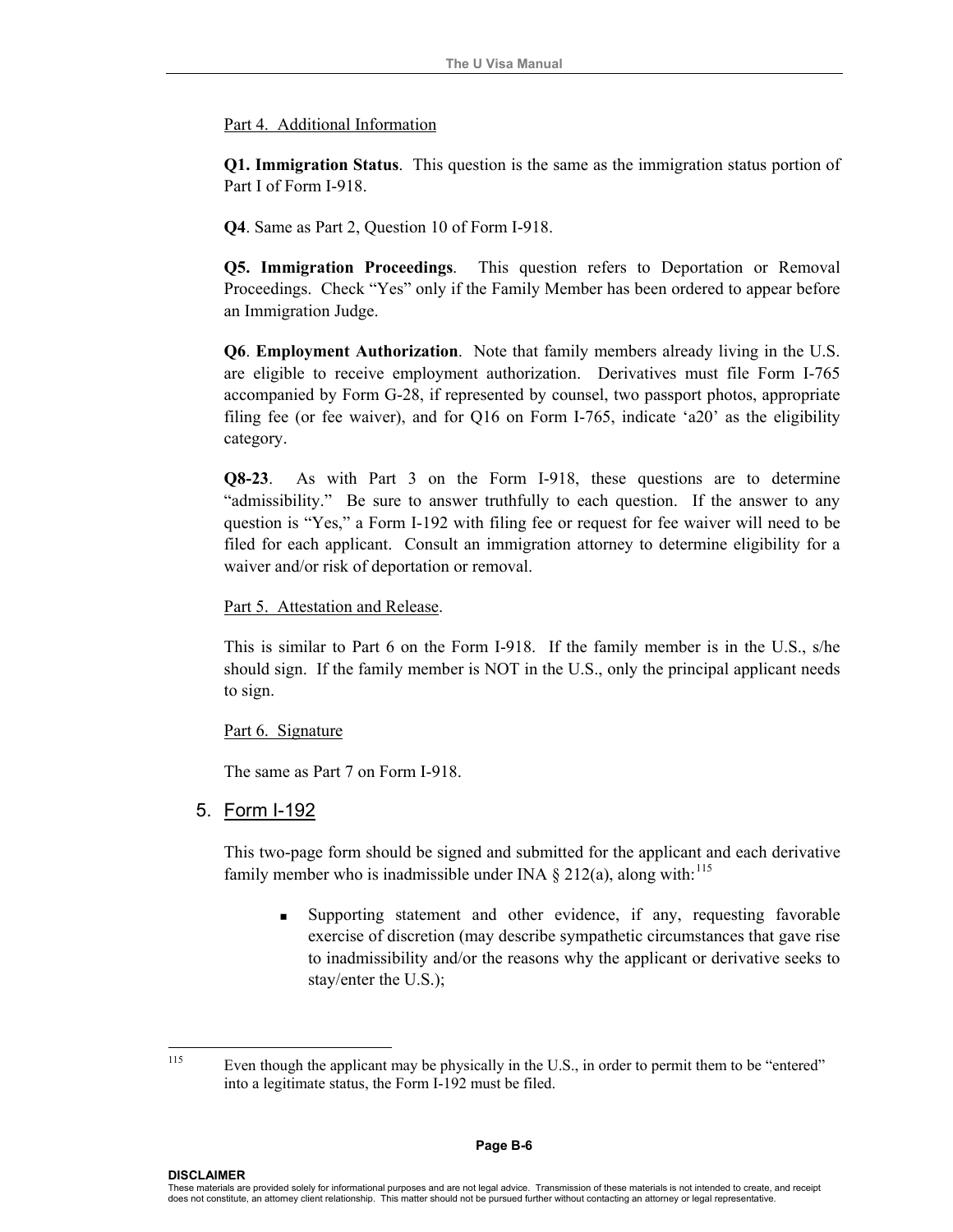Part 4. Additional Information

**Q1. Immigration Status**. This question is the same as the immigration status portion of Part I of Form I-918.

**Q4**. Same as Part 2, Question 10 of Form I-918.

**Q5. Immigration Proceedings**. This question refers to Deportation or Removal Proceedings. Check "Yes" only if the Family Member has been ordered to appear before an Immigration Judge.

**Q6**. **Employment Authorization**. Note that family members already living in the U.S. are eligible to receive employment authorization. Derivatives must file Form I-765 accompanied by Form G-28, if represented by counsel, two passport photos, appropriate filing fee (or fee waiver), and for Q16 on Form I-765, indicate 'a20' as the eligibility category.

**Q8-23**. As with Part 3 on the Form I-918, these questions are to determine "admissibility." Be sure to answer truthfully to each question. If the answer to any question is "Yes," a Form I-192 with filing fee or request for fee waiver will need to be filed for each applicant. Consult an immigration attorney to determine eligibility for a waiver and/or risk of deportation or removal.

Part 5. Attestation and Release.

This is similar to Part 6 on the Form I-918. If the family member is in the U.S., s/he should sign. If the family member is NOT in the U.S., only the principal applicant needs to sign.

Part 6. Signature

The same as Part 7 on Form I-918.

5. Form I-192

This two-page form should be signed and submitted for the applicant and each derivative family member who is inadmissible under INA § 212(a), along with:[115]

- Supporting statement and other evidence, if any, requesting favorable exercise of discretion (may describe sympathetic circumstances that gave rise to inadmissibility and/or the reasons why the applicant or derivative seeks to stay/enter the U.S.);

---

[115] Even though the applicant may be physically in the U.S., in order to permit them to be "entered" into a legitimate status, the Form I-192 must be filed.

**DISCLAIMER**
These materials are provided solely for informational purposes and are not legal advice. Transmission of these materials is not intended to create, and receipt does not constitute, an attorney client relationship. This matter should not be pursued further without contacting an attorney or legal representative.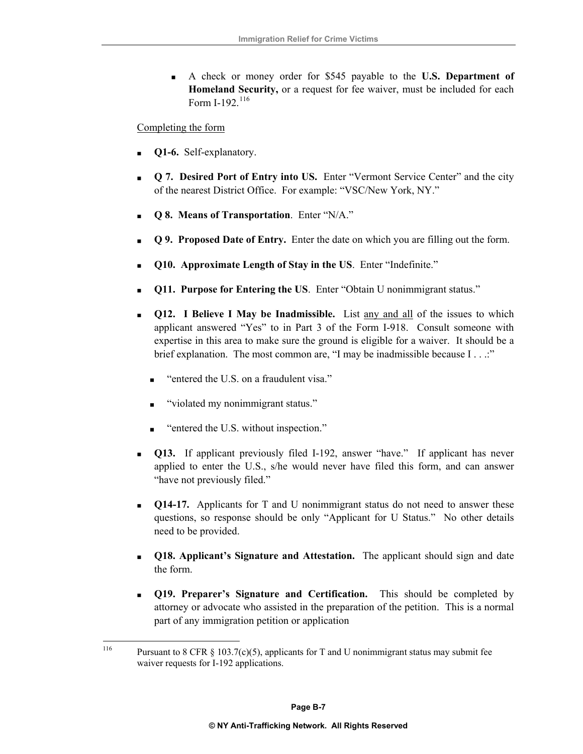- A check or money order for $545 payable to the **U.S. Department of Homeland Security,** or a request for fee waiver, must be included for each Form I-192.[116]

Completing the form

- **Q1-6.** Self-explanatory.
- **Q 7. Desired Port of Entry into US.** Enter "Vermont Service Center" and the city of the nearest District Office. For example: "VSC/New York, NY."
- **Q 8. Means of Transportation**. Enter "N/A."
- **Q 9. Proposed Date of Entry.** Enter the date on which you are filling out the form.
- **Q10. Approximate Length of Stay in the US**. Enter "Indefinite."
- **Q11. Purpose for Entering the US**. Enter "Obtain U nonimmigrant status."
- **Q12. I Believe I May be Inadmissible.** List any and all of the issues to which applicant answered "Yes" to in Part 3 of the Form I-918. Consult someone with expertise in this area to make sure the ground is eligible for a waiver. It should be a brief explanation. The most common are, "I may be inadmissible because I . . .:"
  - "entered the U.S. on a fraudulent visa."
  - "violated my nonimmigrant status."
  - "entered the U.S. without inspection."
- **Q13.** If applicant previously filed I-192, answer "have." If applicant has never applied to enter the U.S., s/he would never have filed this form, and can answer "have not previously filed."
- **Q14-17.** Applicants for T and U nonimmigrant status do not need to answer these questions, so response should be only "Applicant for U Status." No other details need to be provided.
- **Q18. Applicant's Signature and Attestation.** The applicant should sign and date the form.
- **Q19. Preparer's Signature and Certification.** This should be completed by attorney or advocate who assisted in the preparation of the petition. This is a normal part of any immigration petition or application

---

[116] Pursuant to 8 CFR § 103.7(c)(5), applicants for T and U nonimmigrant status may submit fee waiver requests for I-192 applications.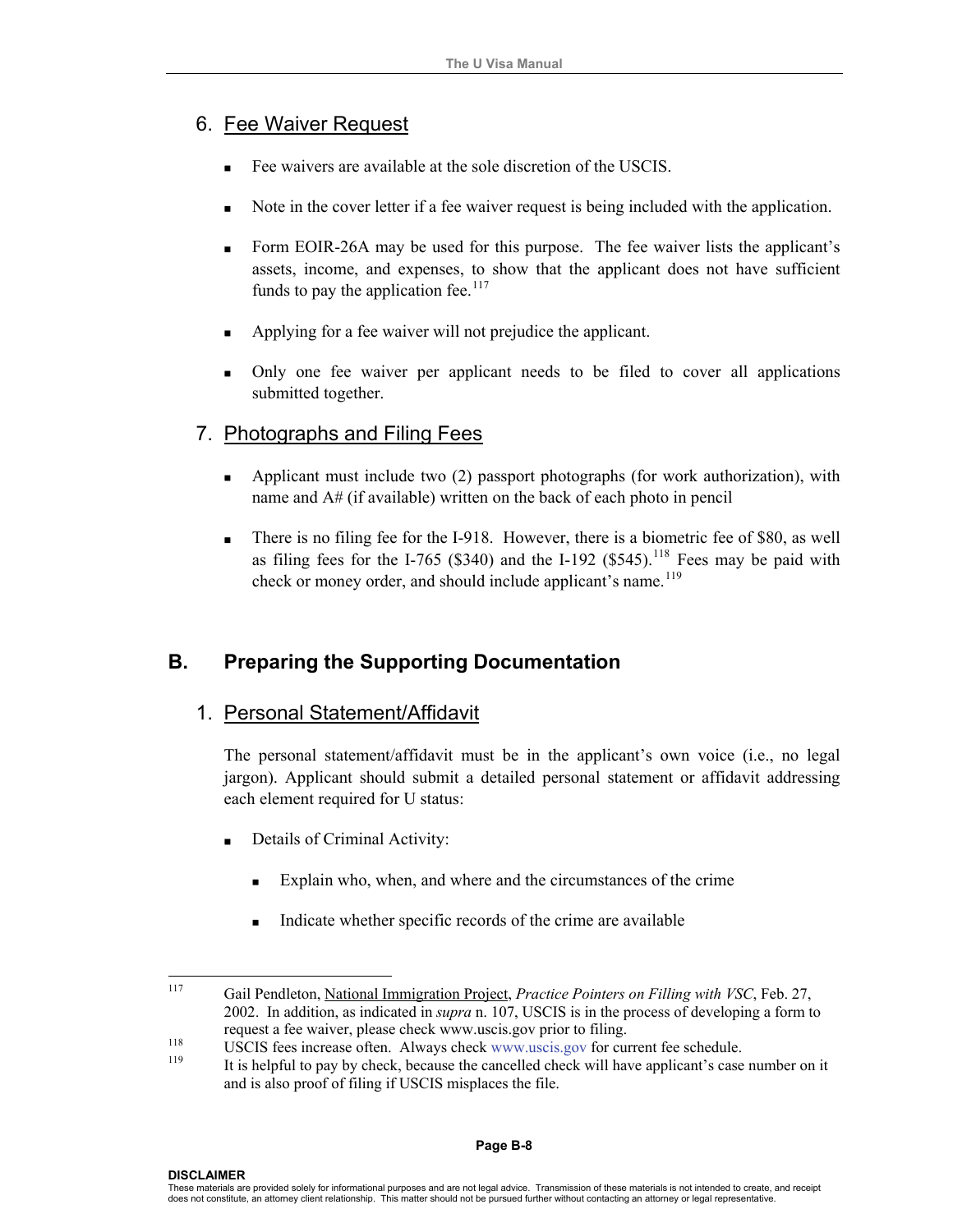## 6. Fee Waiver Request

- Fee waivers are available at the sole discretion of the USCIS.
- Note in the cover letter if a fee waiver request is being included with the application.
- Form EOIR-26A may be used for this purpose. The fee waiver lists the applicant's assets, income, and expenses, to show that the applicant does not have sufficient funds to pay the application fee.[117]
- Applying for a fee waiver will not prejudice the applicant.
- Only one fee waiver per applicant needs to be filed to cover all applications submitted together.

## 7. Photographs and Filing Fees

- Applicant must include two (2) passport photographs (for work authorization), with name and A# (if available) written on the back of each photo in pencil
- There is no filing fee for the I-918. However, there is a biometric fee of $80, as well as filing fees for the I-765 ($340) and the I-192 ($545).[118] Fees may be paid with check or money order, and should include applicant's name.[119]

# B. Preparing the Supporting Documentation

## 1. Personal Statement/Affidavit

The personal statement/affidavit must be in the applicant's own voice (i.e., no legal jargon). Applicant should submit a detailed personal statement or affidavit addressing each element required for U status:

- Details of Criminal Activity:
  - Explain who, when, and where and the circumstances of the crime
  - Indicate whether specific records of the crime are available

---

[117] Gail Pendleton, National Immigration Project, *Practice Pointers on Filling with VSC*, Feb. 27, 2002. In addition, as indicated in *supra* n. 107, USCIS is in the process of developing a form to request a fee waiver, please check www.uscis.gov prior to filing.

[118] USCIS fees increase often. Always check www.uscis.gov for current fee schedule.

[119] It is helpful to pay by check, because the cancelled check will have applicant's case number on it and is also proof of filing if USCIS misplaces the file.

**DISCLAIMER**
These materials are provided solely for informational purposes and are not legal advice. Transmission of these materials is not intended to create, and receipt does not constitute, an attorney client relationship. This matter should not be pursued further without contacting an attorney or legal representative.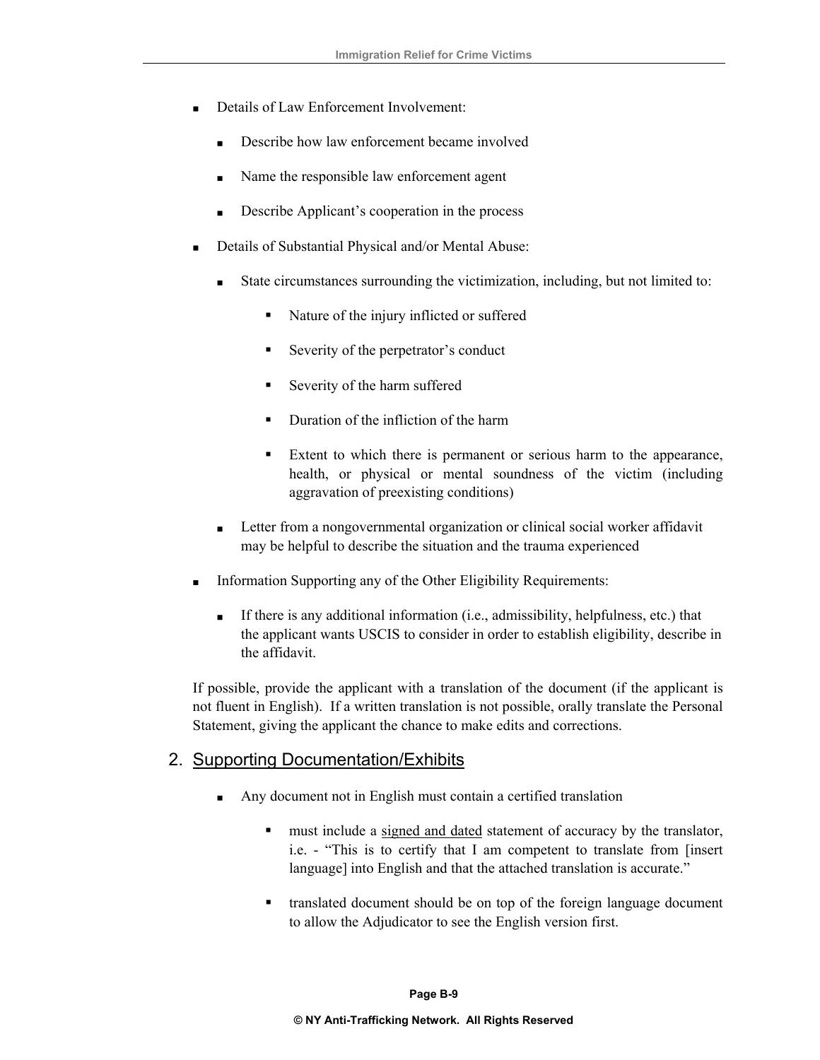- Details of Law Enforcement Involvement:
    - Describe how law enforcement became involved
    - Name the responsible law enforcement agent
    - Describe Applicant's cooperation in the process
- Details of Substantial Physical and/or Mental Abuse:
    - State circumstances surrounding the victimization, including, but not limited to:
        - Nature of the injury inflicted or suffered
        - Severity of the perpetrator's conduct
        - Severity of the harm suffered
        - Duration of the infliction of the harm
        - Extent to which there is permanent or serious harm to the appearance, health, or physical or mental soundness of the victim (including aggravation of preexisting conditions)
    - Letter from a nongovernmental organization or clinical social worker affidavit may be helpful to describe the situation and the trauma experienced
- Information Supporting any of the Other Eligibility Requirements:
    - If there is any additional information (i.e., admissibility, helpfulness, etc.) that the applicant wants USCIS to consider in order to establish eligibility, describe in the affidavit.

If possible, provide the applicant with a translation of the document (if the applicant is not fluent in English). If a written translation is not possible, orally translate the Personal Statement, giving the applicant the chance to make edits and corrections.

## 2. Supporting Documentation/Exhibits

- Any document not in English must contain a certified translation
    - must include a signed and dated statement of accuracy by the translator, i.e. - "This is to certify that I am competent to translate from [insert language] into English and that the attached translation is accurate."
    - translated document should be on top of the foreign language document to allow the Adjudicator to see the English version first.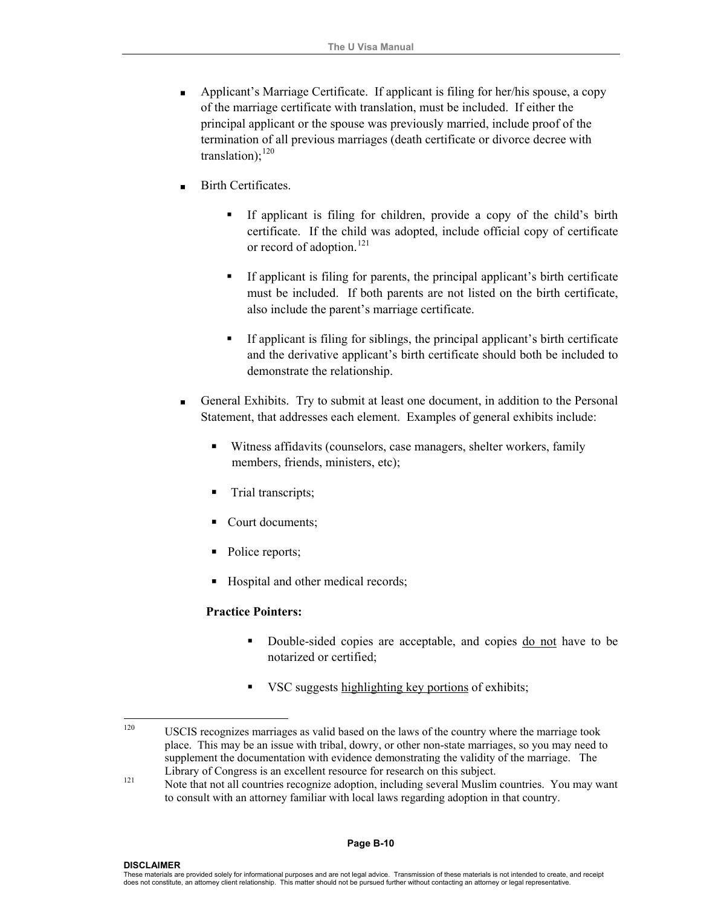- Applicant's Marriage Certificate. If applicant is filing for her/his spouse, a copy of the marriage certificate with translation, must be included. If either the principal applicant or the spouse was previously married, include proof of the termination of all previous marriages (death certificate or divorce decree with translation);[120]

- Birth Certificates.

  - If applicant is filing for children, provide a copy of the child's birth certificate. If the child was adopted, include official copy of certificate or record of adoption.[121]

  - If applicant is filing for parents, the principal applicant's birth certificate must be included. If both parents are not listed on the birth certificate, also include the parent's marriage certificate.

  - If applicant is filing for siblings, the principal applicant's birth certificate and the derivative applicant's birth certificate should both be included to demonstrate the relationship.

- General Exhibits. Try to submit at least one document, in addition to the Personal Statement, that addresses each element. Examples of general exhibits include:

  - Witness affidavits (counselors, case managers, shelter workers, family members, friends, ministers, etc);

  - Trial transcripts;

  - Court documents;

  - Police reports;

  - Hospital and other medical records;

  **Practice Pointers:**

  - Double-sided copies are acceptable, and copies <u>do not</u> have to be notarized or certified;

  - VSC suggests <u>highlighting key portions</u> of exhibits;

---

[120] USCIS recognizes marriages as valid based on the laws of the country where the marriage took place. This may be an issue with tribal, dowry, or other non-state marriages, so you may need to supplement the documentation with evidence demonstrating the validity of the marriage. The Library of Congress is an excellent resource for research on this subject.

[121] Note that not all countries recognize adoption, including several Muslim countries. You may want to consult with an attorney familiar with local laws regarding adoption in that country.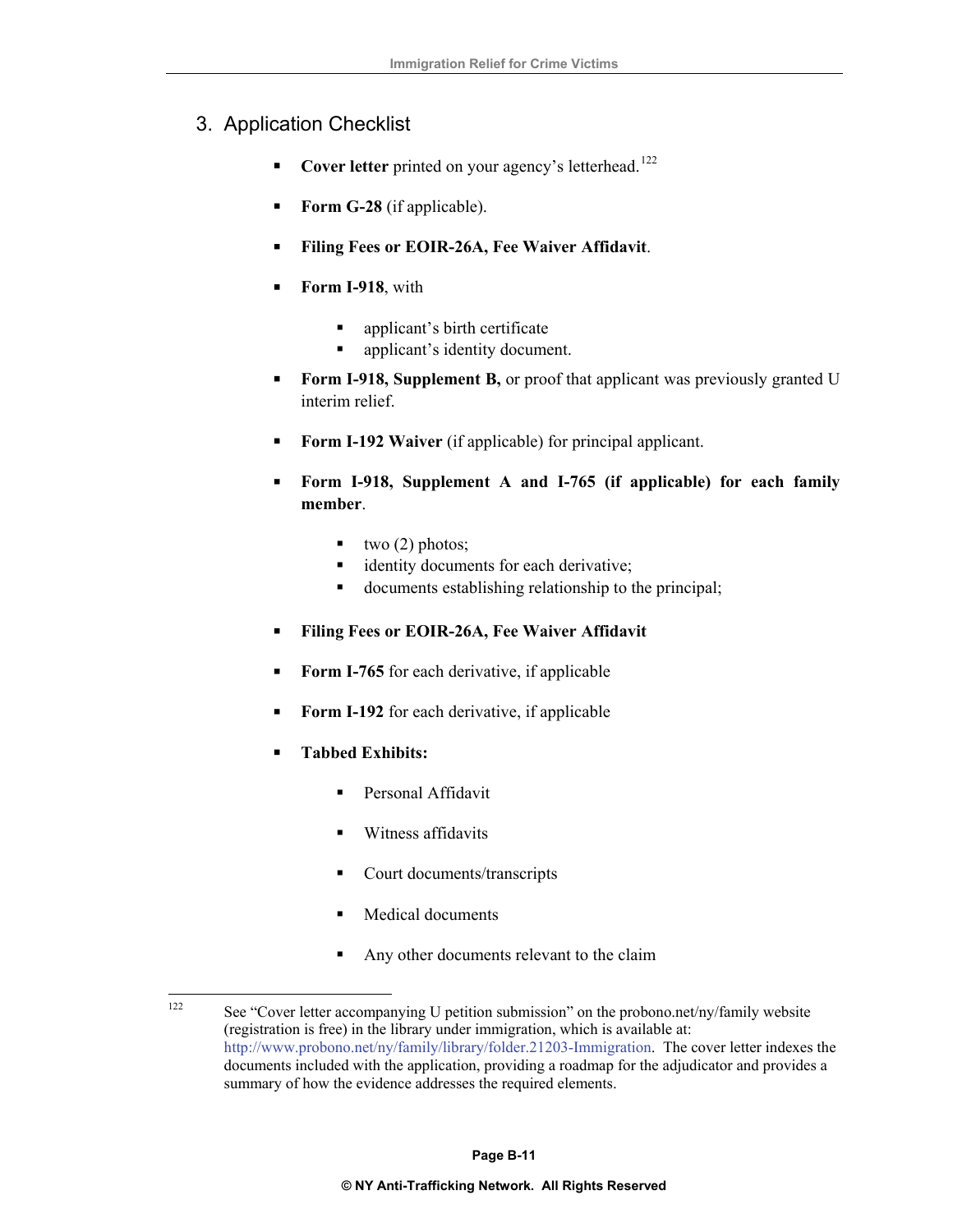## 3. Application Checklist

- **Cover letter** printed on your agency's letterhead.[122]

- **Form G-28** (if applicable).

- **Filing Fees or EOIR-26A, Fee Waiver Affidavit**.

- **Form I-918**, with
  - applicant's birth certificate
  - applicant's identity document.

- **Form I-918, Supplement B,** or proof that applicant was previously granted U interim relief.

- **Form I-192 Waiver** (if applicable) for principal applicant.

- **Form I-918, Supplement A and I-765 (if applicable) for each family member**.
  - two (2) photos;
  - identity documents for each derivative;
  - documents establishing relationship to the principal;

- **Filing Fees or EOIR-26A, Fee Waiver Affidavit**

- **Form I-765** for each derivative, if applicable

- **Form I-192** for each derivative, if applicable

- **Tabbed Exhibits:**
  - Personal Affidavit
  - Witness affidavits
  - Court documents/transcripts
  - Medical documents
  - Any other documents relevant to the claim

---

[122] See "Cover letter accompanying U petition submission" on the probono.net/ny/family website (registration is free) in the library under immigration, which is available at: http://www.probono.net/ny/family/library/folder.21203-Immigration. The cover letter indexes the documents included with the application, providing a roadmap for the adjudicator and provides a summary of how the evidence addresses the required elements.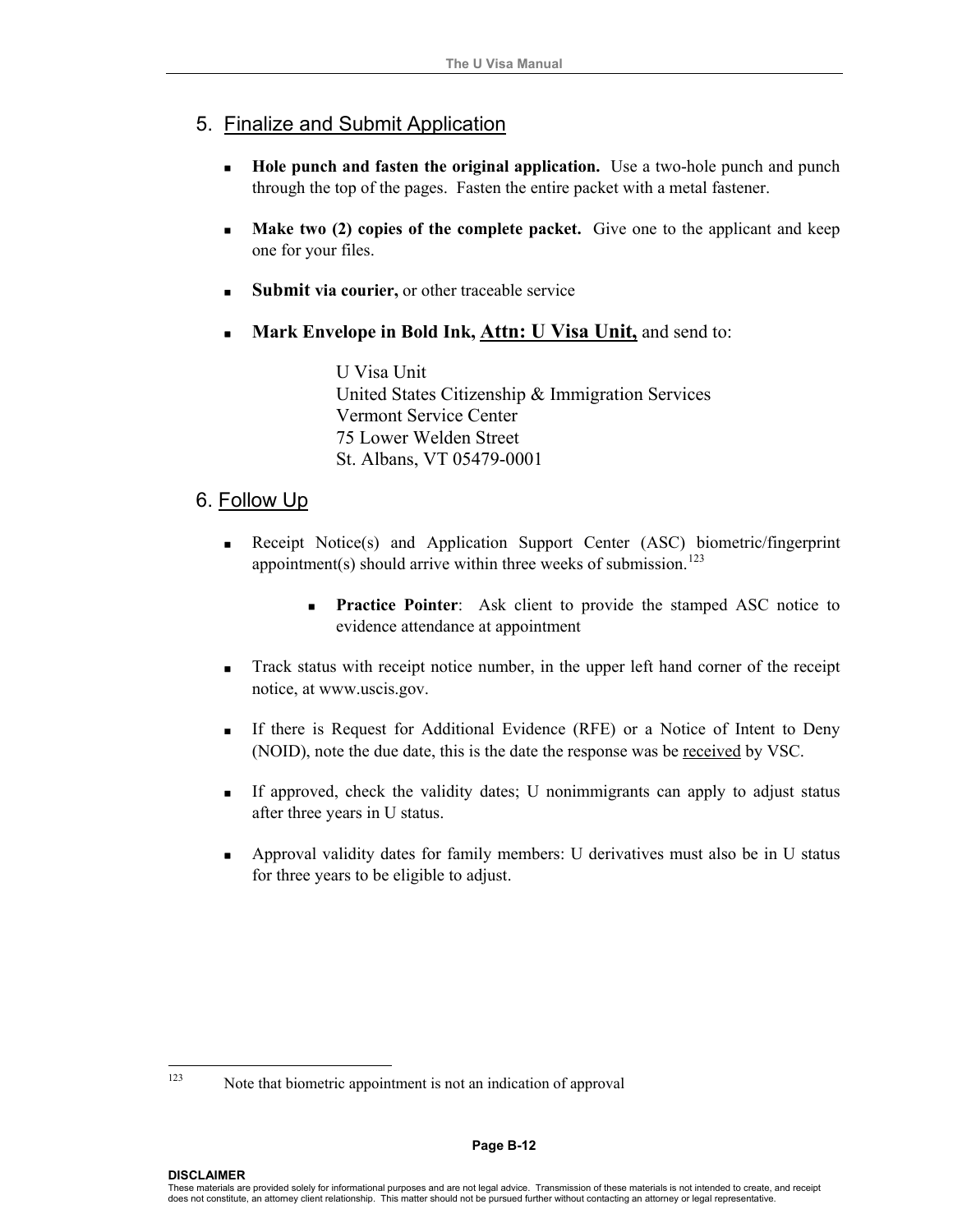## 5. Finalize and Submit Application

- **Hole punch and fasten the original application.** Use a two-hole punch and punch through the top of the pages. Fasten the entire packet with a metal fastener.

- **Make two (2) copies of the complete packet.** Give one to the applicant and keep one for your files.

- **Submit via courier,** or other traceable service

- **Mark Envelope in Bold Ink, Attn: U Visa Unit,** and send to:

  U Visa Unit
  United States Citizenship & Immigration Services
  Vermont Service Center
  75 Lower Welden Street
  St. Albans, VT 05479-0001

## 6. Follow Up

- Receipt Notice(s) and Application Support Center (ASC) biometric/fingerprint appointment(s) should arrive within three weeks of submission.[123]

  - **Practice Pointer**: Ask client to provide the stamped ASC notice to evidence attendance at appointment

- Track status with receipt notice number, in the upper left hand corner of the receipt notice, at www.uscis.gov.

- If there is Request for Additional Evidence (RFE) or a Notice of Intent to Deny (NOID), note the due date, this is the date the response was be received by VSC.

- If approved, check the validity dates; U nonimmigrants can apply to adjust status after three years in U status.

- Approval validity dates for family members: U derivatives must also be in U status for three years to be eligible to adjust.

---

[123] Note that biometric appointment is not an indication of approval

**DISCLAIMER**
These materials are provided solely for informational purposes and are not legal advice. Transmission of these materials is not intended to create, and receipt does not constitute, an attorney client relationship. This matter should not be pursued further without contacting an attorney or legal representative.